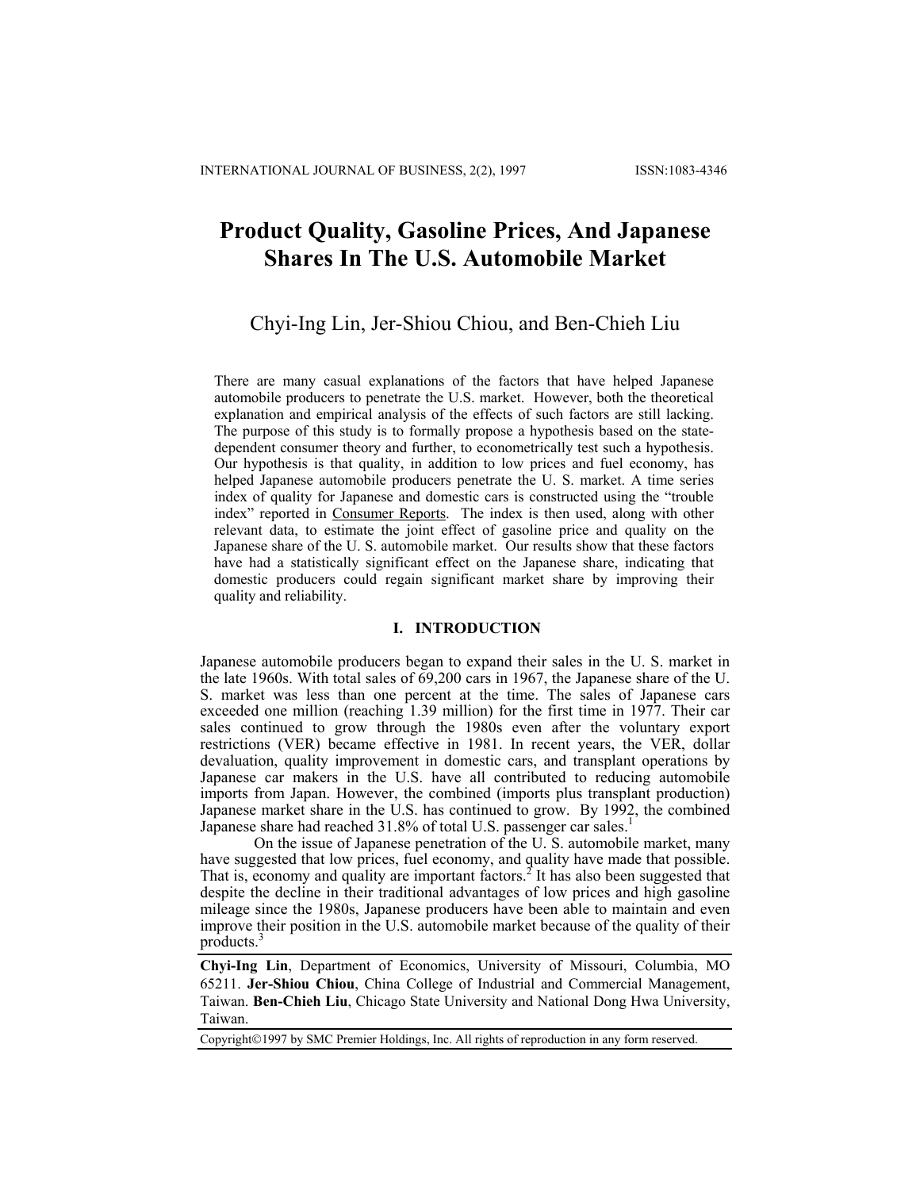# Product Quality, Gasoline Prices, And Japanese Shares In The U.S. Automobile Market

Chyi-Ing Lin, Jer-Shiou Chiou, and Ben-Chieh Liu

There are many casual explanations of the factors that have helped Japanese automobile producers to penetrate the U.S. market. However, both the theoretical explanation and empirical analysis of the effects of such factors are still lacking. The purpose of this study is to formally propose a hypothesis based on the state-dependent consumer theory and further, to econometrically test such a hypothesis. Our hypothesis is that quality, in addition to low prices and fuel economy, has helped Japanese automobile producers penetrate the U. S. market. A time series index of quality for Japanese and domestic cars is constructed using the "trouble index" reported in Consumer Reports. The index is then used, along with other relevant data, to estimate the joint effect of gasoline price and quality on the Japanese share of the U. S. automobile market. Our results show that these factors have had a statistically significant effect on the Japanese share, indicating that domestic producers could regain significant market share by improving their quality and reliability.

## I. INTRODUCTION

Japanese automobile producers began to expand their sales in the U. S. market in the late 1960s. With total sales of 69,200 cars in 1967, the Japanese share of the U. S. market was less than one percent at the time. The sales of Japanese cars exceeded one million (reaching 1.39 million) for the first time in 1977. Their car sales continued to grow through the 1980s even after the voluntary export restrictions (VER) became effective in 1981. In recent years, the VER, dollar devaluation, quality improvement in domestic cars, and transplant operations by Japanese car makers in the U.S. have all contributed to reducing automobile imports from Japan. However, the combined (imports plus transplant production) Japanese market share in the U.S. has continued to grow. By 1992, the combined Japanese share had reached 31.8% of total U.S. passenger car sales.[1]

On the issue of Japanese penetration of the U. S. automobile market, many have suggested that low prices, fuel economy, and quality have made that possible. That is, economy and quality are important factors.[2] It has also been suggested that despite the decline in their traditional advantages of low prices and high gasoline mileage since the 1980s, Japanese producers have been able to maintain and even improve their position in the U.S. automobile market because of the quality of their products.[3]

**Chyi-Ing Lin**, Department of Economics, University of Missouri, Columbia, MO 65211. **Jer-Shiou Chiou**, China College of Industrial and Commercial Management, Taiwan. **Ben-Chieh Liu**, Chicago State University and National Dong Hwa University, Taiwan.

Copyright©1997 by SMC Premier Holdings, Inc. All rights of reproduction in any form reserved.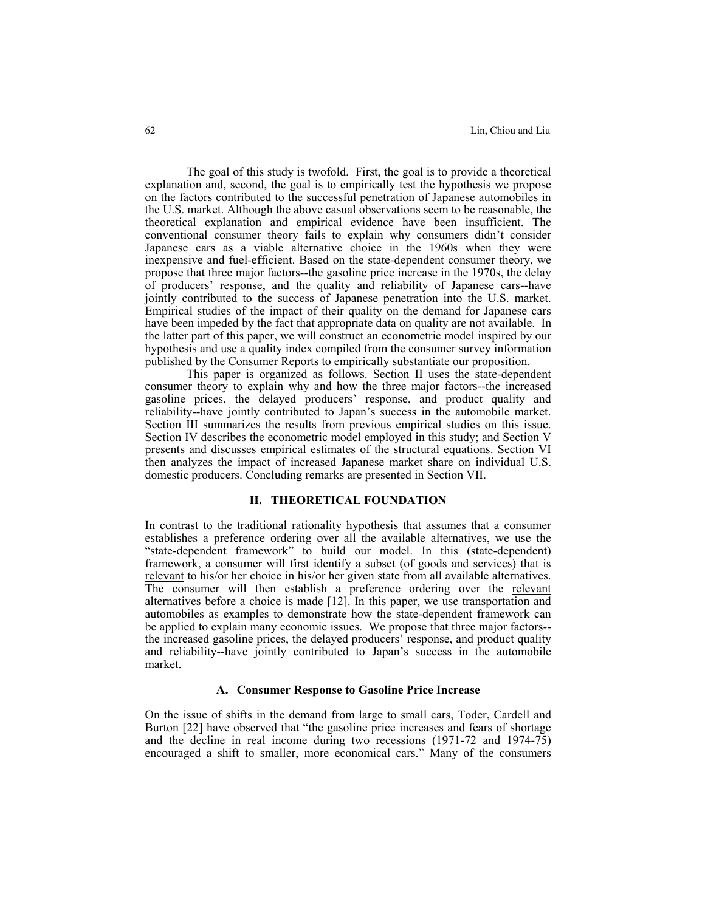The goal of this study is twofold. First, the goal is to provide a theoretical explanation and, second, the goal is to empirically test the hypothesis we propose on the factors contributed to the successful penetration of Japanese automobiles in the U.S. market. Although the above casual observations seem to be reasonable, the theoretical explanation and empirical evidence have been insufficient. The conventional consumer theory fails to explain why consumers didn't consider Japanese cars as a viable alternative choice in the 1960s when they were inexpensive and fuel-efficient. Based on the state-dependent consumer theory, we propose that three major factors--the gasoline price increase in the 1970s, the delay of producers' response, and the quality and reliability of Japanese cars--have jointly contributed to the success of Japanese penetration into the U.S. market. Empirical studies of the impact of their quality on the demand for Japanese cars have been impeded by the fact that appropriate data on quality are not available. In the latter part of this paper, we will construct an econometric model inspired by our hypothesis and use a quality index compiled from the consumer survey information published by the Consumer Reports to empirically substantiate our proposition.

This paper is organized as follows. Section II uses the state-dependent consumer theory to explain why and how the three major factors--the increased gasoline prices, the delayed producers' response, and product quality and reliability--have jointly contributed to Japan's success in the automobile market. Section III summarizes the results from previous empirical studies on this issue. Section IV describes the econometric model employed in this study; and Section V presents and discusses empirical estimates of the structural equations. Section VI then analyzes the impact of increased Japanese market share on individual U.S. domestic producers. Concluding remarks are presented in Section VII.

## II. THEORETICAL FOUNDATION

In contrast to the traditional rationality hypothesis that assumes that a consumer establishes a preference ordering over all the available alternatives, we use the "state-dependent framework" to build our model. In this (state-dependent) framework, a consumer will first identify a subset (of goods and services) that is relevant to his/or her choice in his/or her given state from all available alternatives. The consumer will then establish a preference ordering over the relevant alternatives before a choice is made [12]. In this paper, we use transportation and automobiles as examples to demonstrate how the state-dependent framework can be applied to explain many economic issues. We propose that three major factors--the increased gasoline prices, the delayed producers' response, and product quality and reliability--have jointly contributed to Japan's success in the automobile market.

### A. Consumer Response to Gasoline Price Increase

On the issue of shifts in the demand from large to small cars, Toder, Cardell and Burton [22] have observed that "the gasoline price increases and fears of shortage and the decline in real income during two recessions (1971-72 and 1974-75) encouraged a shift to smaller, more economical cars." Many of the consumers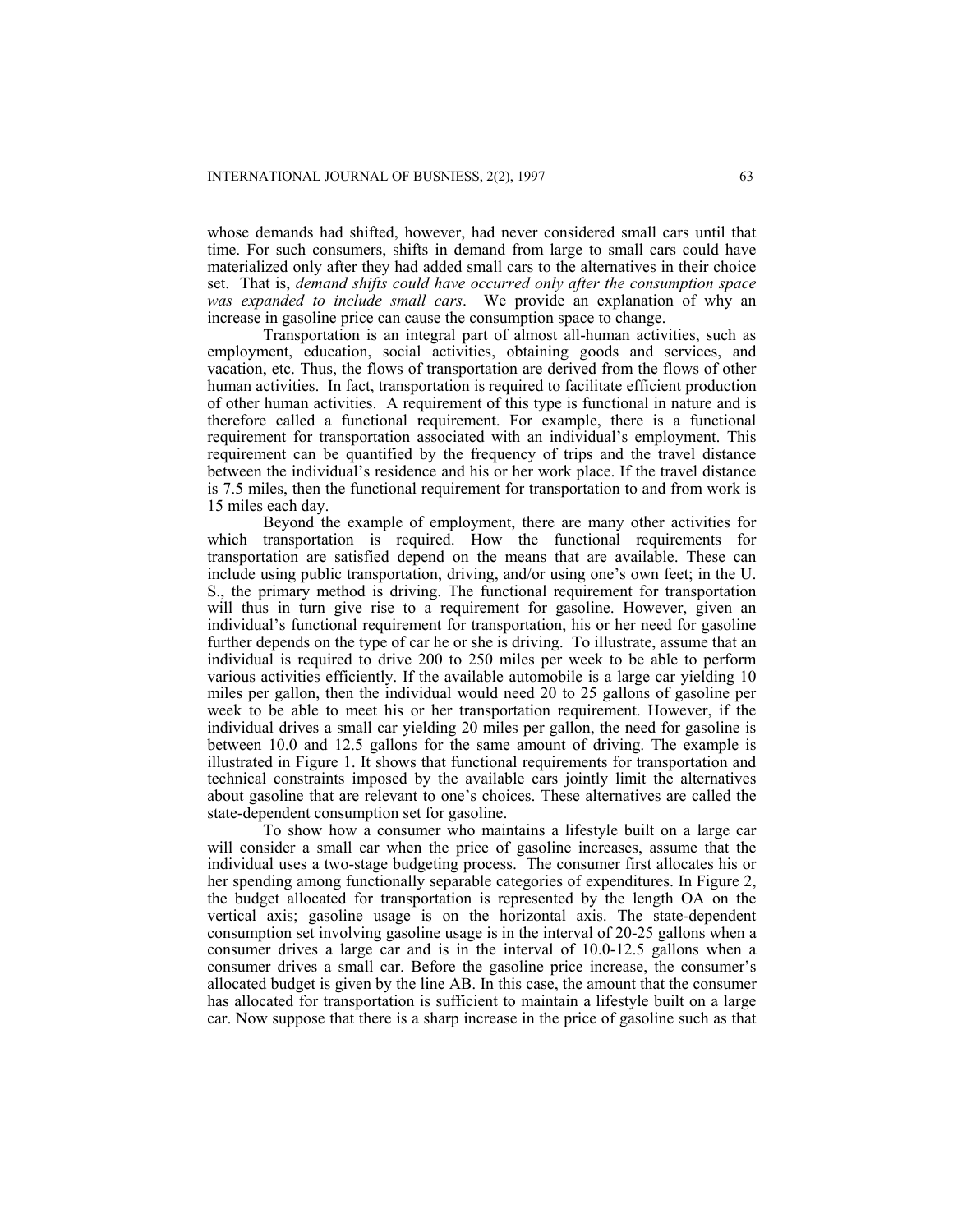whose demands had shifted, however, had never considered small cars until that time. For such consumers, shifts in demand from large to small cars could have materialized only after they had added small cars to the alternatives in their choice set. That is, *demand shifts could have occurred only after the consumption space was expanded to include small cars*. We provide an explanation of why an increase in gasoline price can cause the consumption space to change.

Transportation is an integral part of almost all-human activities, such as employment, education, social activities, obtaining goods and services, and vacation, etc. Thus, the flows of transportation are derived from the flows of other human activities. In fact, transportation is required to facilitate efficient production of other human activities. A requirement of this type is functional in nature and is therefore called a functional requirement. For example, there is a functional requirement for transportation associated with an individual's employment. This requirement can be quantified by the frequency of trips and the travel distance between the individual's residence and his or her work place. If the travel distance is 7.5 miles, then the functional requirement for transportation to and from work is 15 miles each day.

Beyond the example of employment, there are many other activities for which transportation is required. How the functional requirements for transportation are satisfied depend on the means that are available. These can include using public transportation, driving, and/or using one's own feet; in the U. S., the primary method is driving. The functional requirement for transportation will thus in turn give rise to a requirement for gasoline. However, given an individual's functional requirement for transportation, his or her need for gasoline further depends on the type of car he or she is driving. To illustrate, assume that an individual is required to drive 200 to 250 miles per week to be able to perform various activities efficiently. If the available automobile is a large car yielding 10 miles per gallon, then the individual would need 20 to 25 gallons of gasoline per week to be able to meet his or her transportation requirement. However, if the individual drives a small car yielding 20 miles per gallon, the need for gasoline is between 10.0 and 12.5 gallons for the same amount of driving. The example is illustrated in Figure 1. It shows that functional requirements for transportation and technical constraints imposed by the available cars jointly limit the alternatives about gasoline that are relevant to one's choices. These alternatives are called the state-dependent consumption set for gasoline.

To show how a consumer who maintains a lifestyle built on a large car will consider a small car when the price of gasoline increases, assume that the individual uses a two-stage budgeting process. The consumer first allocates his or her spending among functionally separable categories of expenditures. In Figure 2, the budget allocated for transportation is represented by the length OA on the vertical axis; gasoline usage is on the horizontal axis. The state-dependent consumption set involving gasoline usage is in the interval of 20-25 gallons when a consumer drives a large car and is in the interval of 10.0-12.5 gallons when a consumer drives a small car. Before the gasoline price increase, the consumer's allocated budget is given by the line AB. In this case, the amount that the consumer has allocated for transportation is sufficient to maintain a lifestyle built on a large car. Now suppose that there is a sharp increase in the price of gasoline such as that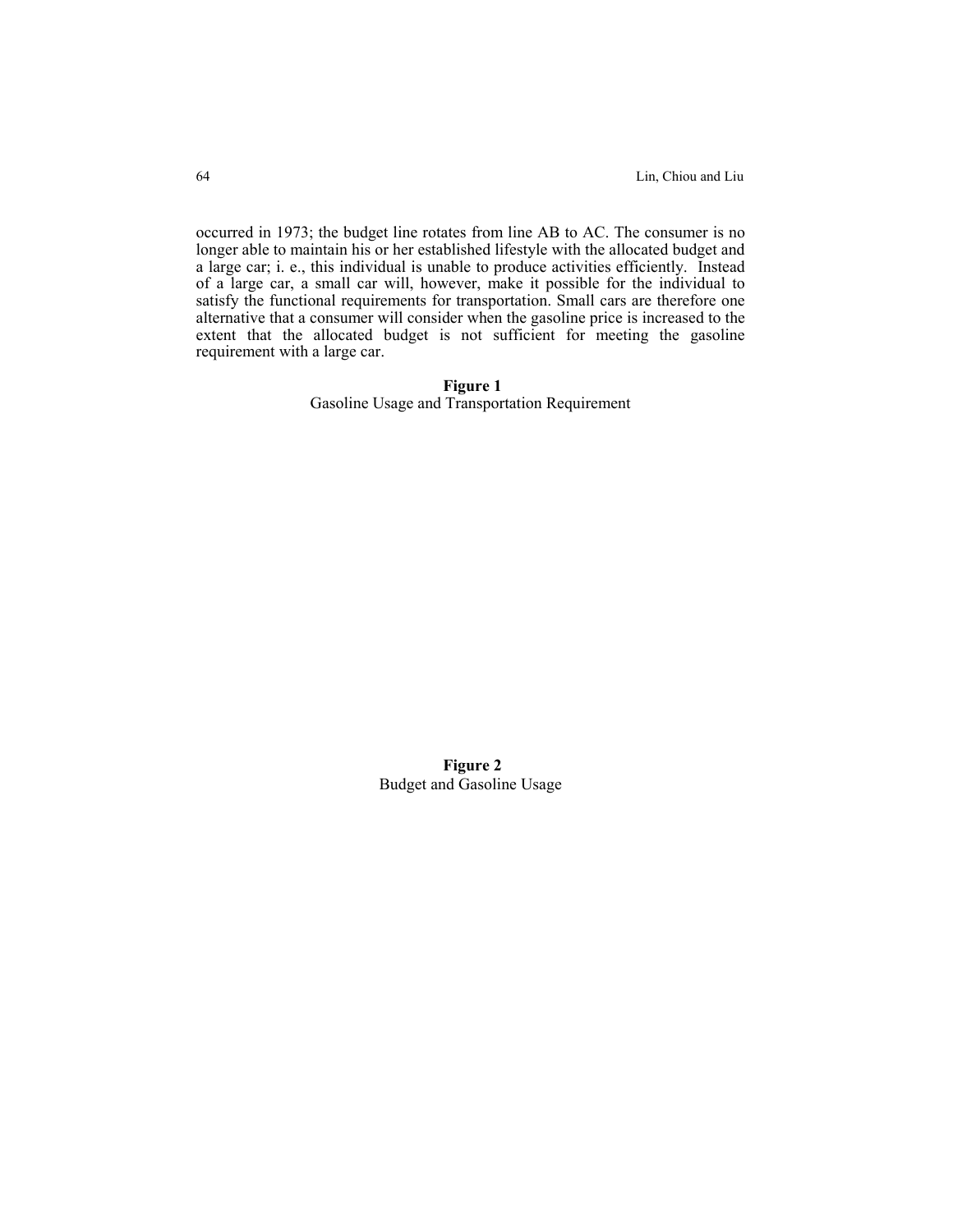occurred in 1973; the budget line rotates from line AB to AC. The consumer is no longer able to maintain his or her established lifestyle with the allocated budget and a large car; i. e., this individual is unable to produce activities efficiently. Instead of a large car, a small car will, however, make it possible for the individual to satisfy the functional requirements for transportation. Small cars are therefore one alternative that a consumer will consider when the gasoline price is increased to the extent that the allocated budget is not sufficient for meeting the gasoline requirement with a large car.

**Figure 1**
Gasoline Usage and Transportation Requirement

**Figure 2**
Budget and Gasoline Usage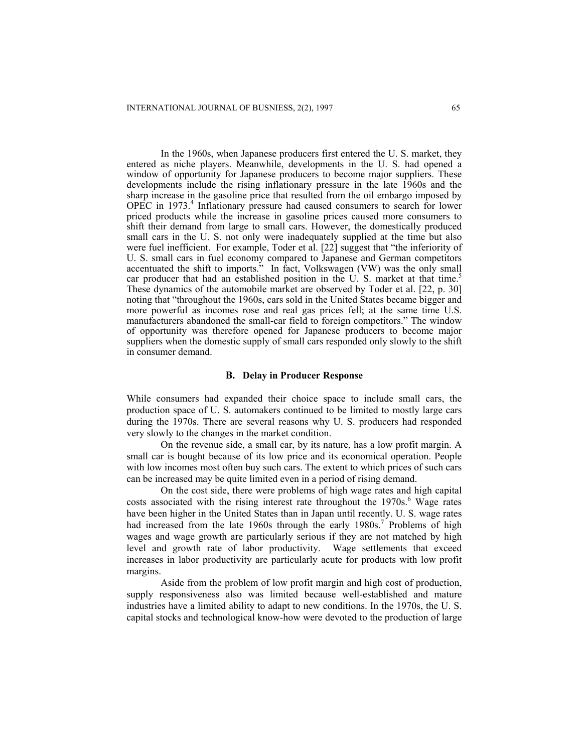In the 1960s, when Japanese producers first entered the U. S. market, they entered as niche players. Meanwhile, developments in the U. S. had opened a window of opportunity for Japanese producers to become major suppliers. These developments include the rising inflationary pressure in the late 1960s and the sharp increase in the gasoline price that resulted from the oil embargo imposed by OPEC in 1973.[4] Inflationary pressure had caused consumers to search for lower priced products while the increase in gasoline prices caused more consumers to shift their demand from large to small cars. However, the domestically produced small cars in the U. S. not only were inadequately supplied at the time but also were fuel inefficient. For example, Toder et al. [22] suggest that "the inferiority of U. S. small cars in fuel economy compared to Japanese and German competitors accentuated the shift to imports." In fact, Volkswagen (VW) was the only small car producer that had an established position in the U. S. market at that time.[5] These dynamics of the automobile market are observed by Toder et al. [22, p. 30] noting that "throughout the 1960s, cars sold in the United States became bigger and more powerful as incomes rose and real gas prices fell; at the same time U.S. manufacturers abandoned the small-car field to foreign competitors." The window of opportunity was therefore opened for Japanese producers to become major suppliers when the domestic supply of small cars responded only slowly to the shift in consumer demand.

### B. Delay in Producer Response

While consumers had expanded their choice space to include small cars, the production space of U. S. automakers continued to be limited to mostly large cars during the 1970s. There are several reasons why U. S. producers had responded very slowly to the changes in the market condition.

On the revenue side, a small car, by its nature, has a low profit margin. A small car is bought because of its low price and its economical operation. People with low incomes most often buy such cars. The extent to which prices of such cars can be increased may be quite limited even in a period of rising demand.

On the cost side, there were problems of high wage rates and high capital costs associated with the rising interest rate throughout the 1970s.[6] Wage rates have been higher in the United States than in Japan until recently. U. S. wage rates had increased from the late 1960s through the early 1980s.[7] Problems of high wages and wage growth are particularly serious if they are not matched by high level and growth rate of labor productivity. Wage settlements that exceed increases in labor productivity are particularly acute for products with low profit margins.

Aside from the problem of low profit margin and high cost of production, supply responsiveness also was limited because well-established and mature industries have a limited ability to adapt to new conditions. In the 1970s, the U. S. capital stocks and technological know-how were devoted to the production of large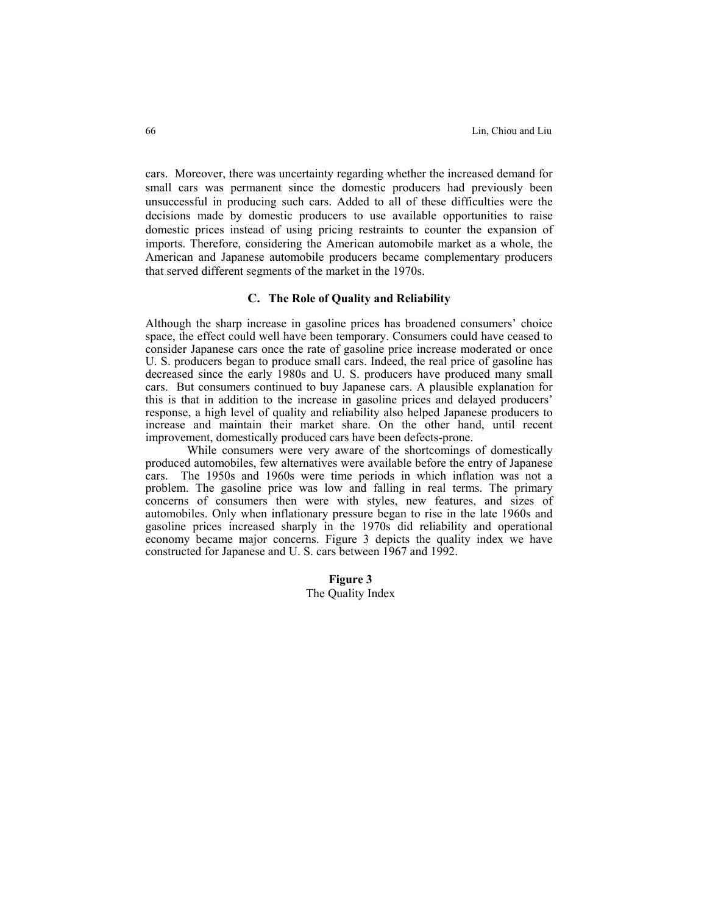cars. Moreover, there was uncertainty regarding whether the increased demand for small cars was permanent since the domestic producers had previously been unsuccessful in producing such cars. Added to all of these difficulties were the decisions made by domestic producers to use available opportunities to raise domestic prices instead of using pricing restraints to counter the expansion of imports. Therefore, considering the American automobile market as a whole, the American and Japanese automobile producers became complementary producers that served different segments of the market in the 1970s.

### C. The Role of Quality and Reliability

Although the sharp increase in gasoline prices has broadened consumers' choice space, the effect could well have been temporary. Consumers could have ceased to consider Japanese cars once the rate of gasoline price increase moderated or once U. S. producers began to produce small cars. Indeed, the real price of gasoline has decreased since the early 1980s and U. S. producers have produced many small cars. But consumers continued to buy Japanese cars. A plausible explanation for this is that in addition to the increase in gasoline prices and delayed producers' response, a high level of quality and reliability also helped Japanese producers to increase and maintain their market share. On the other hand, until recent improvement, domestically produced cars have been defects-prone.

While consumers were very aware of the shortcomings of domestically produced automobiles, few alternatives were available before the entry of Japanese cars. The 1950s and 1960s were time periods in which inflation was not a problem. The gasoline price was low and falling in real terms. The primary concerns of consumers then were with styles, new features, and sizes of automobiles. Only when inflationary pressure began to rise in the late 1960s and gasoline prices increased sharply in the 1970s did reliability and operational economy became major concerns. Figure 3 depicts the quality index we have constructed for Japanese and U. S. cars between 1967 and 1992.

**Figure 3**
The Quality Index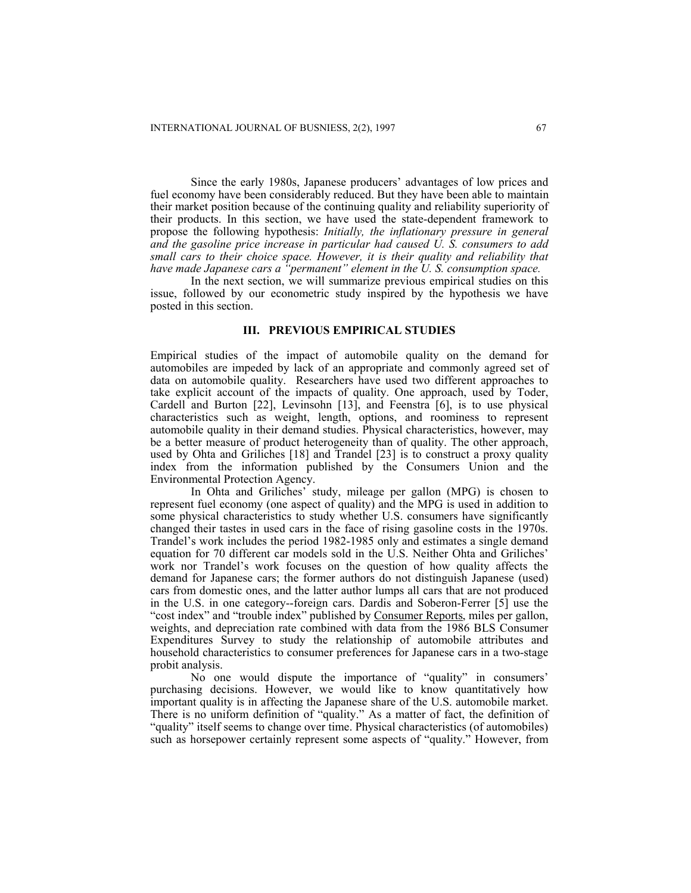Since the early 1980s, Japanese producers' advantages of low prices and fuel economy have been considerably reduced. But they have been able to maintain their market position because of the continuing quality and reliability superiority of their products. In this section, we have used the state-dependent framework to propose the following hypothesis: *Initially, the inflationary pressure in general and the gasoline price increase in particular had caused U. S. consumers to add small cars to their choice space. However, it is their quality and reliability that have made Japanese cars a "permanent" element in the U. S. consumption space.*

In the next section, we will summarize previous empirical studies on this issue, followed by our econometric study inspired by the hypothesis we have posted in this section.

## III. PREVIOUS EMPIRICAL STUDIES

Empirical studies of the impact of automobile quality on the demand for automobiles are impeded by lack of an appropriate and commonly agreed set of data on automobile quality. Researchers have used two different approaches to take explicit account of the impacts of quality. One approach, used by Toder, Cardell and Burton [22], Levinsohn [13], and Feenstra [6], is to use physical characteristics such as weight, length, options, and roominess to represent automobile quality in their demand studies. Physical characteristics, however, may be a better measure of product heterogeneity than of quality. The other approach, used by Ohta and Griliches [18] and Trandel [23] is to construct a proxy quality index from the information published by the Consumers Union and the Environmental Protection Agency.

In Ohta and Griliches' study, mileage per gallon (MPG) is chosen to represent fuel economy (one aspect of quality) and the MPG is used in addition to some physical characteristics to study whether U.S. consumers have significantly changed their tastes in used cars in the face of rising gasoline costs in the 1970s. Trandel's work includes the period 1982-1985 only and estimates a single demand equation for 70 different car models sold in the U.S. Neither Ohta and Griliches' work nor Trandel's work focuses on the question of how quality affects the demand for Japanese cars; the former authors do not distinguish Japanese (used) cars from domestic ones, and the latter author lumps all cars that are not produced in the U.S. in one category--foreign cars. Dardis and Soberon-Ferrer [5] use the "cost index" and "trouble index" published by Consumer Reports, miles per gallon, weights, and depreciation rate combined with data from the 1986 BLS Consumer Expenditures Survey to study the relationship of automobile attributes and household characteristics to consumer preferences for Japanese cars in a two-stage probit analysis.

No one would dispute the importance of "quality" in consumers' purchasing decisions. However, we would like to know quantitatively how important quality is in affecting the Japanese share of the U.S. automobile market. There is no uniform definition of "quality." As a matter of fact, the definition of "quality" itself seems to change over time. Physical characteristics (of automobiles) such as horsepower certainly represent some aspects of "quality." However, from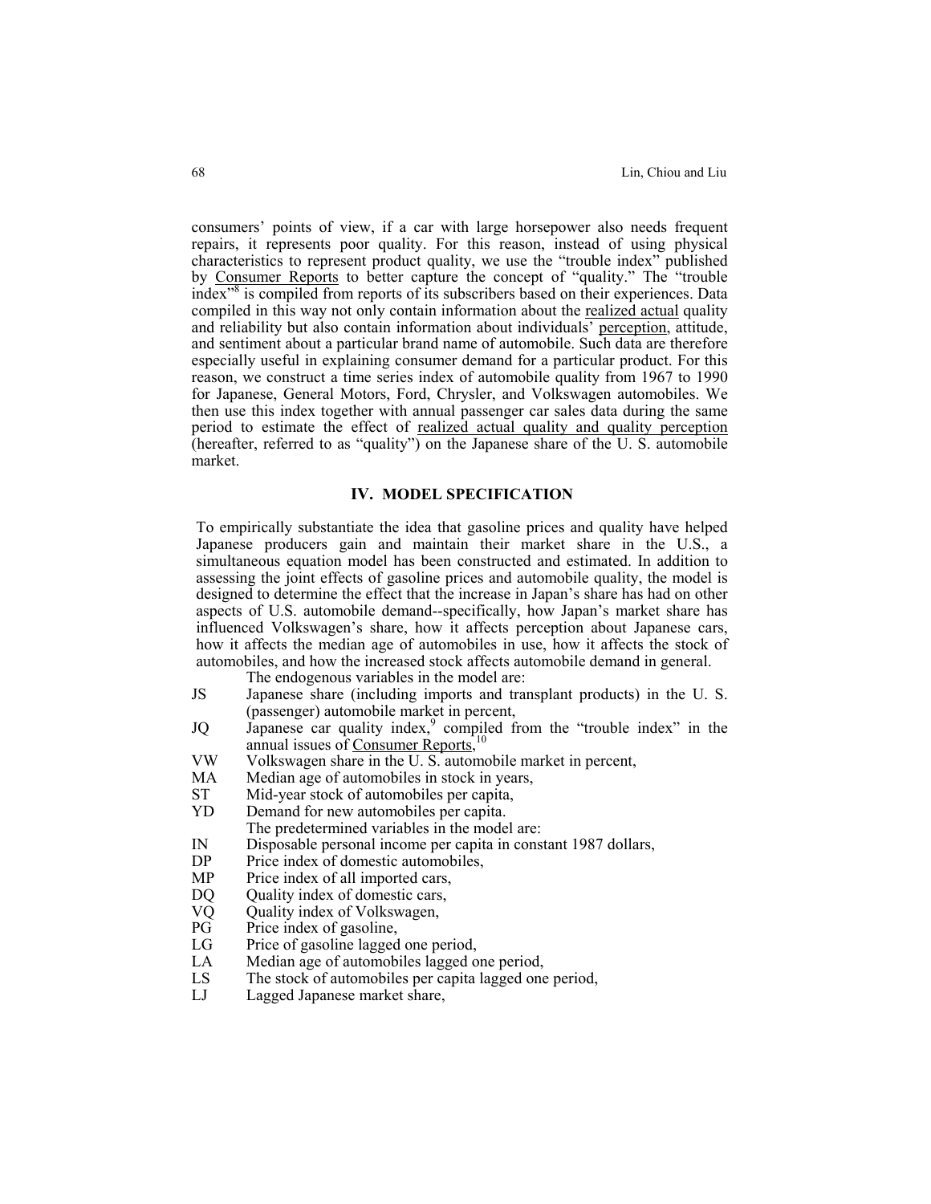consumers' points of view, if a car with large horsepower also needs frequent repairs, it represents poor quality. For this reason, instead of using physical characteristics to represent product quality, we use the "trouble index" published by Consumer Reports to better capture the concept of "quality." The "trouble index"[8] is compiled from reports of its subscribers based on their experiences. Data compiled in this way not only contain information about the realized actual quality and reliability but also contain information about individuals' perception, attitude, and sentiment about a particular brand name of automobile. Such data are therefore especially useful in explaining consumer demand for a particular product. For this reason, we construct a time series index of automobile quality from 1967 to 1990 for Japanese, General Motors, Ford, Chrysler, and Volkswagen automobiles. We then use this index together with annual passenger car sales data during the same period to estimate the effect of realized actual quality and quality perception (hereafter, referred to as "quality") on the Japanese share of the U. S. automobile market.

## IV. MODEL SPECIFICATION

To empirically substantiate the idea that gasoline prices and quality have helped Japanese producers gain and maintain their market share in the U.S., a simultaneous equation model has been constructed and estimated. In addition to assessing the joint effects of gasoline prices and automobile quality, the model is designed to determine the effect that the increase in Japan's share has had on other aspects of U.S. automobile demand--specifically, how Japan's market share has influenced Volkswagen's share, how it affects perception about Japanese cars, how it affects the median age of automobiles in use, how it affects the stock of automobiles, and how the increased stock affects automobile demand in general.

The endogenous variables in the model are:

- JS Japanese share (including imports and transplant products) in the U. S. (passenger) automobile market in percent,
- JQ Japanese car quality index,[9] compiled from the "trouble index" in the annual issues of Consumer Reports,[10]
- VW Volkswagen share in the U. S. automobile market in percent,
- MA Median age of automobiles in stock in years,
- ST Mid-year stock of automobiles per capita,
- YD Demand for new automobiles per capita.

The predetermined variables in the model are:

- IN Disposable personal income per capita in constant 1987 dollars,
- DP Price index of domestic automobiles,
- MP Price index of all imported cars,
- DQ Quality index of domestic cars,
- VQ Quality index of Volkswagen,
- PG Price index of gasoline,
- LG Price of gasoline lagged one period,
- LA Median age of automobiles lagged one period,
- LS The stock of automobiles per capita lagged one period,
- LJ Lagged Japanese market share,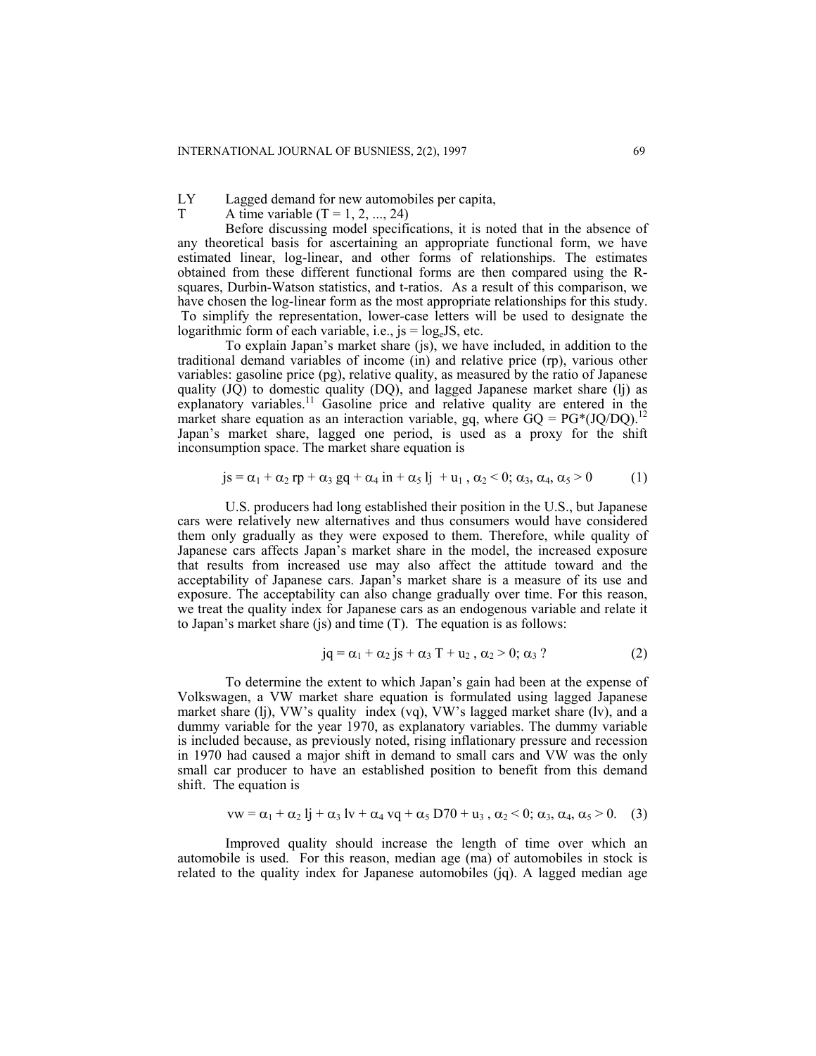LY Lagged demand for new automobiles per capita,

T A time variable (T = 1, 2, ..., 24)

Before discussing model specifications, it is noted that in the absence of any theoretical basis for ascertaining an appropriate functional form, we have estimated linear, log-linear, and other forms of relationships. The estimates obtained from these different functional forms are then compared using the R-squares, Durbin-Watson statistics, and t-ratios. As a result of this comparison, we have chosen the log-linear form as the most appropriate relationships for this study. To simplify the representation, lower-case letters will be used to designate the logarithmic form of each variable, i.e., $js = \log_e JS$, etc.

To explain Japan's market share (js), we have included, in addition to the traditional demand variables of income (in) and relative price (rp), various other variables: gasoline price (pg), relative quality, as measured by the ratio of Japanese quality (JQ) to domestic quality (DQ), and lagged Japanese market share (lj) as explanatory variables.[11] Gasoline price and relative quality are entered in the market share equation as an interaction variable, gq, where $GQ = PG*(JQ/DQ)$.[12] Japan's market share, lagged one period, is used as a proxy for the shift inconsumption space. The market share equation is

$$js = \alpha_1 + \alpha_2\, rp + \alpha_3\, gq + \alpha_4\, in + \alpha_5\, lj + u_1,\ \alpha_2 < 0;\ \alpha_3, \alpha_4, \alpha_5 > 0 \qquad (1)$$

U.S. producers had long established their position in the U.S., but Japanese cars were relatively new alternatives and thus consumers would have considered them only gradually as they were exposed to them. Therefore, while quality of Japanese cars affects Japan's market share in the model, the increased exposure that results from increased use may also affect the attitude toward and the acceptability of Japanese cars. Japan's market share is a measure of its use and exposure. The acceptability can also change gradually over time. For this reason, we treat the quality index for Japanese cars as an endogenous variable and relate it to Japan's market share (js) and time (T). The equation is as follows:

$$jq = \alpha_1 + \alpha_2\, js + \alpha_3\, T + u_2,\ \alpha_2 > 0;\ \alpha_3\ ? \qquad (2)$$

To determine the extent to which Japan's gain had been at the expense of Volkswagen, a VW market share equation is formulated using lagged Japanese market share (lj), VW's quality index (vq), VW's lagged market share (lv), and a dummy variable for the year 1970, as explanatory variables. The dummy variable is included because, as previously noted, rising inflationary pressure and recession in 1970 had caused a major shift in demand to small cars and VW was the only small car producer to have an established position to benefit from this demand shift. The equation is

$$vw = \alpha_1 + \alpha_2\, lj + \alpha_3\, lv + \alpha_4\, vq + \alpha_5\, D70 + u_3,\ \alpha_2 < 0;\ \alpha_3, \alpha_4, \alpha_5 > 0. \qquad (3)$$

Improved quality should increase the length of time over which an automobile is used. For this reason, median age (ma) of automobiles in stock is related to the quality index for Japanese automobiles (jq). A lagged median age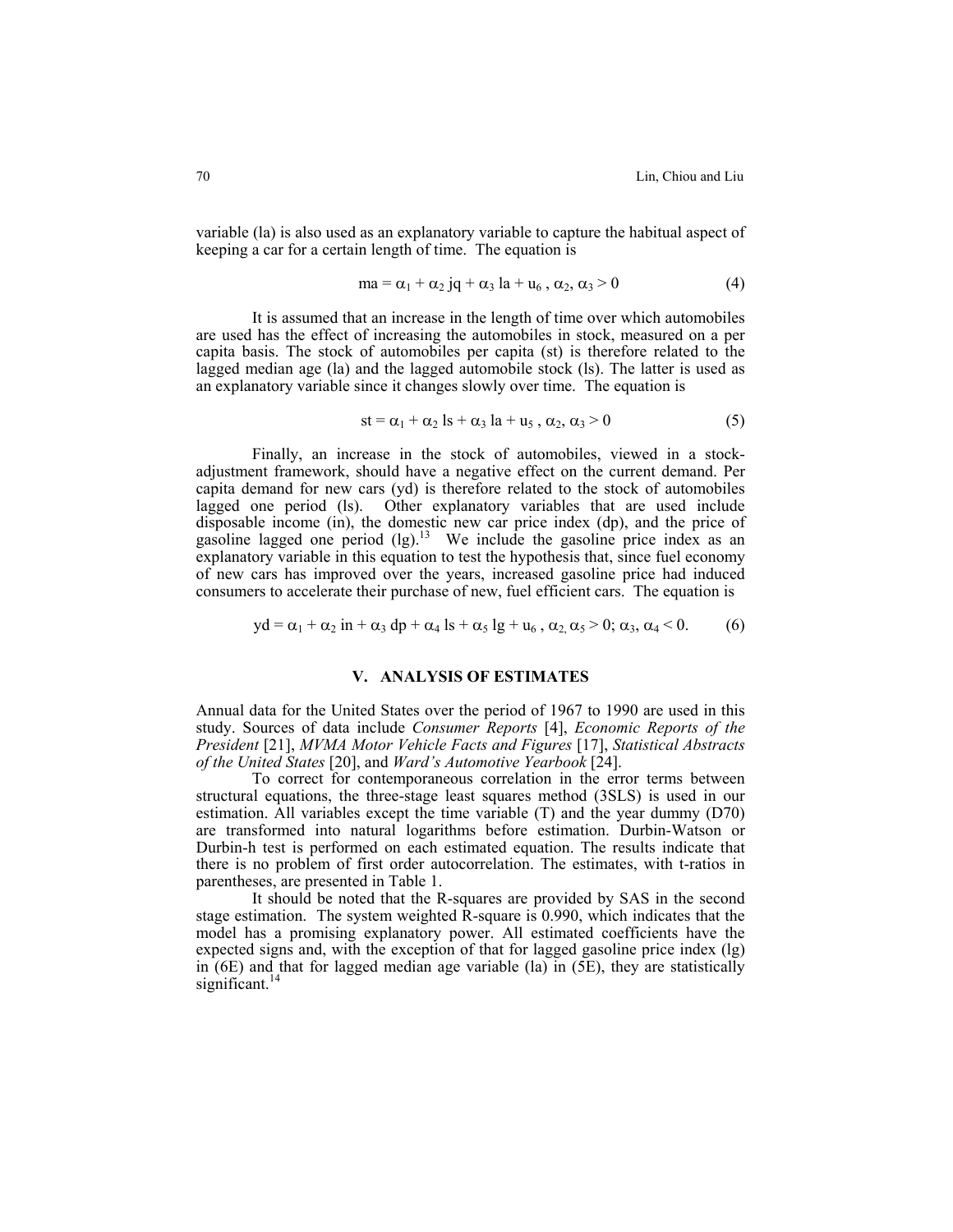variable (la) is also used as an explanatory variable to capture the habitual aspect of keeping a car for a certain length of time. The equation is

$$ma = \alpha_1 + \alpha_2 \, jq + \alpha_3 \, la + u_6 \, , \; \alpha_2, \alpha_3 > 0 \tag{4}$$

It is assumed that an increase in the length of time over which automobiles are used has the effect of increasing the automobiles in stock, measured on a per capita basis. The stock of automobiles per capita (st) is therefore related to the lagged median age (la) and the lagged automobile stock (ls). The latter is used as an explanatory variable since it changes slowly over time. The equation is

$$st = \alpha_1 + \alpha_2 \, ls + \alpha_3 \, la + u_5 \, , \; \alpha_2, \alpha_3 > 0 \tag{5}$$

Finally, an increase in the stock of automobiles, viewed in a stock-adjustment framework, should have a negative effect on the current demand. Per capita demand for new cars (yd) is therefore related to the stock of automobiles lagged one period (ls). Other explanatory variables that are used include disposable income (in), the domestic new car price index (dp), and the price of gasoline lagged one period (lg).[13] We include the gasoline price index as an explanatory variable in this equation to test the hypothesis that, since fuel economy of new cars has improved over the years, increased gasoline price had induced consumers to accelerate their purchase of new, fuel efficient cars. The equation is

$$yd = \alpha_1 + \alpha_2 \, in + \alpha_3 \, dp + \alpha_4 \, ls + \alpha_5 \, lg + u_6 \, , \; \alpha_2, \alpha_5 > 0; \; \alpha_3, \alpha_4 < 0. \tag{6}$$

## V. ANALYSIS OF ESTIMATES

Annual data for the United States over the period of 1967 to 1990 are used in this study. Sources of data include *Consumer Reports* [4], *Economic Reports of the President* [21], *MVMA Motor Vehicle Facts and Figures* [17], *Statistical Abstracts of the United States* [20], and *Ward's Automotive Yearbook* [24].

To correct for contemporaneous correlation in the error terms between structural equations, the three-stage least squares method (3SLS) is used in our estimation. All variables except the time variable (T) and the year dummy (D70) are transformed into natural logarithms before estimation. Durbin-Watson or Durbin-h test is performed on each estimated equation. The results indicate that there is no problem of first order autocorrelation. The estimates, with t-ratios in parentheses, are presented in Table 1.

It should be noted that the R-squares are provided by SAS in the second stage estimation. The system weighted R-square is 0.990, which indicates that the model has a promising explanatory power. All estimated coefficients have the expected signs and, with the exception of that for lagged gasoline price index (lg) in (6E) and that for lagged median age variable (la) in (5E), they are statistically significant.[14]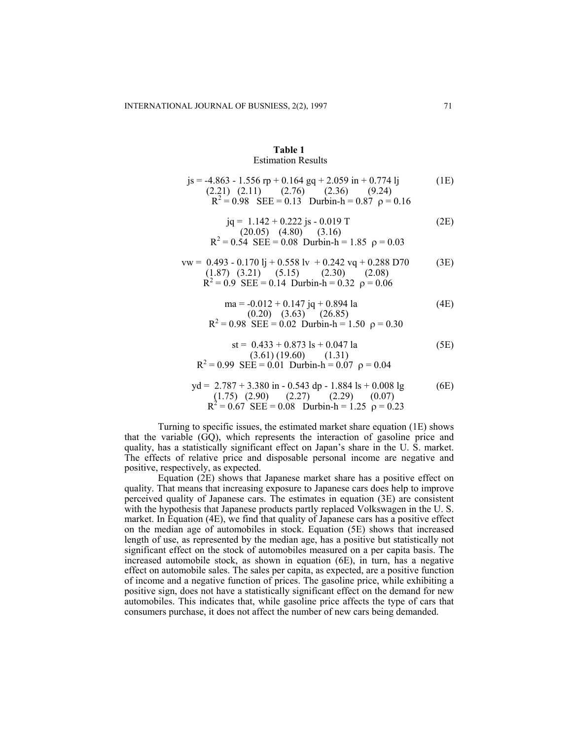**Table 1**
Estimation Results

$$js = -4.863 - 1.556\ rp + 0.164\ gq + 2.059\ in + 0.774\ lj \qquad (1E)$$
$$(2.21) \quad (2.11) \quad (2.76) \quad (2.36) \quad (9.24)$$
$$R^2 = 0.98 \quad SEE = 0.13 \quad \text{Durbin-h} = 0.87 \quad \rho = 0.16$$

$$jq = 1.142 + 0.222\ js - 0.019\ T \qquad (2E)$$
$$(20.05) \quad (4.80) \quad (3.16)$$
$$R^2 = 0.54 \quad SEE = 0.08 \quad \text{Durbin-h} = 1.85 \quad \rho = 0.03$$

$$vw = 0.493 - 0.170\ lj + 0.558\ lv + 0.242\ vq + 0.288\ D70 \qquad (3E)$$
$$(1.87) \quad (3.21) \quad (5.15) \quad (2.30) \quad (2.08)$$
$$R^2 = 0.9 \quad SEE = 0.14 \quad \text{Durbin-h} = 0.32 \quad \rho = 0.06$$

$$ma = -0.012 + 0.147\ jq + 0.894\ la \qquad (4E)$$
$$(0.20) \quad (3.63) \quad (26.85)$$
$$R^2 = 0.98 \quad SEE = 0.02 \quad \text{Durbin-h} = 1.50 \quad \rho = 0.30$$

$$st = 0.433 + 0.873\ ls + 0.047\ la \qquad (5E)$$
$$(3.61) \quad (19.60) \quad (1.31)$$
$$R^2 = 0.99 \quad SEE = 0.01 \quad \text{Durbin-h} = 0.07 \quad \rho = 0.04$$

$$yd = 2.787 + 3.380\ in - 0.543\ dp - 1.884\ ls + 0.008\ lg \qquad (6E)$$
$$(1.75) \quad (2.90) \quad (2.27) \quad (2.29) \quad (0.07)$$
$$R^2 = 0.67 \quad SEE = 0.08 \quad \text{Durbin-h} = 1.25 \quad \rho = 0.23$$

Turning to specific issues, the estimated market share equation (1E) shows that the variable (GQ), which represents the interaction of gasoline price and quality, has a statistically significant effect on Japan's share in the U. S. market. The effects of relative price and disposable personal income are negative and positive, respectively, as expected.

Equation (2E) shows that Japanese market share has a positive effect on quality. That means that increasing exposure to Japanese cars does help to improve perceived quality of Japanese cars. The estimates in equation (3E) are consistent with the hypothesis that Japanese products partly replaced Volkswagen in the U. S. market. In Equation (4E), we find that quality of Japanese cars has a positive effect on the median age of automobiles in stock. Equation (5E) shows that increased length of use, as represented by the median age, has a positive but statistically not significant effect on the stock of automobiles measured on a per capita basis. The increased automobile stock, as shown in equation (6E), in turn, has a negative effect on automobile sales. The sales per capita, as expected, are a positive function of income and a negative function of prices. The gasoline price, while exhibiting a positive sign, does not have a statistically significant effect on the demand for new automobiles. This indicates that, while gasoline price affects the type of cars that consumers purchase, it does not affect the number of new cars being demanded.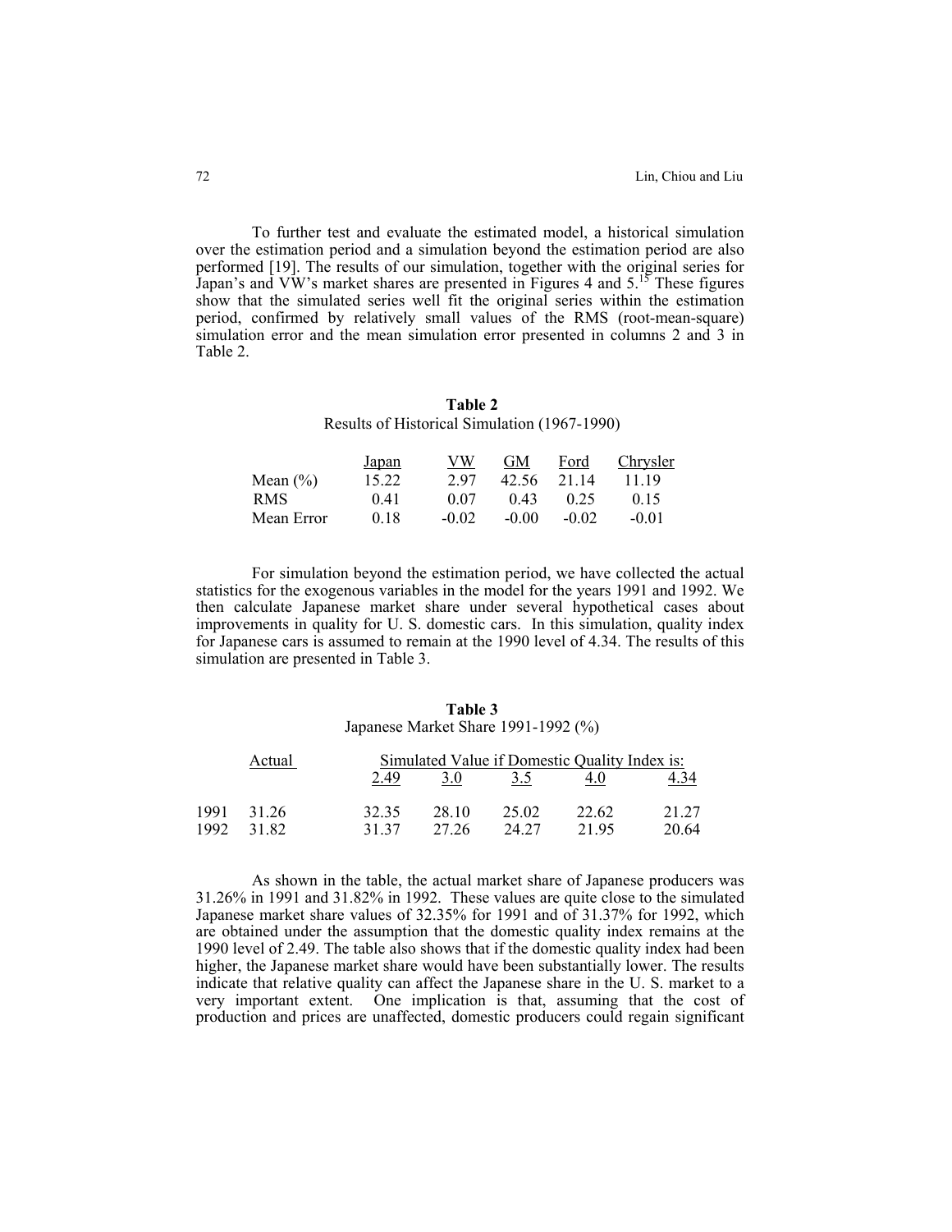To further test and evaluate the estimated model, a historical simulation over the estimation period and a simulation beyond the estimation period are also performed [19]. The results of our simulation, together with the original series for Japan's and VW's market shares are presented in Figures 4 and 5.[15] These figures show that the simulated series well fit the original series within the estimation period, confirmed by relatively small values of the RMS (root-mean-square) simulation error and the mean simulation error presented in columns 2 and 3 in Table 2.

**Table 2**

Results of Historical Simulation (1967-1990)

| | Japan | VW | GM | Ford | Chrysler |
|---|---|---|---|---|---|
| Mean (%) | 15.22 | 2.97 | 42.56 | 21.14 | 11.19 |
| RMS | 0.41 | 0.07 | 0.43 | 0.25 | 0.15 |
| Mean Error | 0.18 | -0.02 | -0.00 | -0.02 | -0.01 |

For simulation beyond the estimation period, we have collected the actual statistics for the exogenous variables in the model for the years 1991 and 1992. We then calculate Japanese market share under several hypothetical cases about improvements in quality for U. S. domestic cars. In this simulation, quality index for Japanese cars is assumed to remain at the 1990 level of 4.34. The results of this simulation are presented in Table 3.

**Table 3**

Japanese Market Share 1991-1992 (%)

| | Actual | Simulated Value if Domestic Quality Index is: | | | | |
|---|---|---|---|---|---|---|
| | | 2.49 | 3.0 | 3.5 | 4.0 | 4.34 |
| 1991 | 31.26 | 32.35 | 28.10 | 25.02 | 22.62 | 21.27 |
| 1992 | 31.82 | 31.37 | 27.26 | 24.27 | 21.95 | 20.64 |

As shown in the table, the actual market share of Japanese producers was 31.26% in 1991 and 31.82% in 1992. These values are quite close to the simulated Japanese market share values of 32.35% for 1991 and of 31.37% for 1992, which are obtained under the assumption that the domestic quality index remains at the 1990 level of 2.49. The table also shows that if the domestic quality index had been higher, the Japanese market share would have been substantially lower. The results indicate that relative quality can affect the Japanese share in the U. S. market to a very important extent. One implication is that, assuming that the cost of production and prices are unaffected, domestic producers could regain significant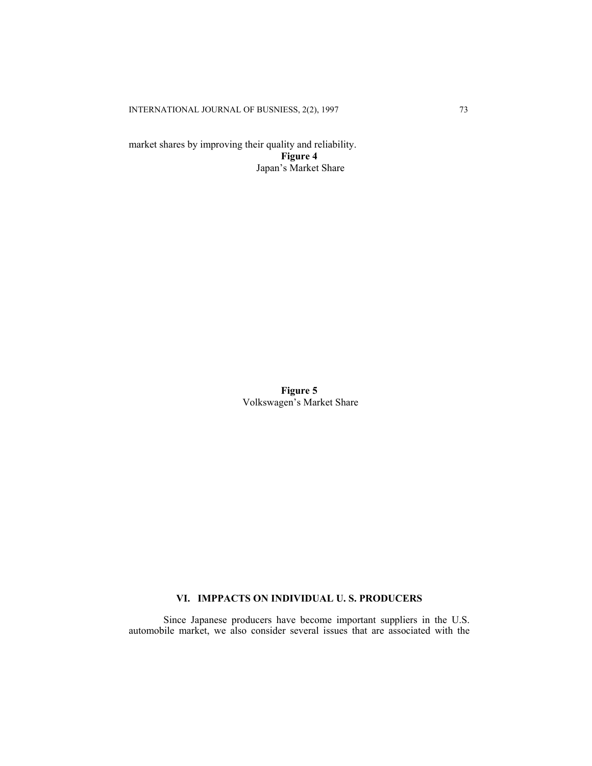market shares by improving their quality and reliability.

**Figure 4**
Japan's Market Share

**Figure 5**
Volkswagen's Market Share

## VI. IMPPACTS ON INDIVIDUAL U. S. PRODUCERS

Since Japanese producers have become important suppliers in the U.S. automobile market, we also consider several issues that are associated with the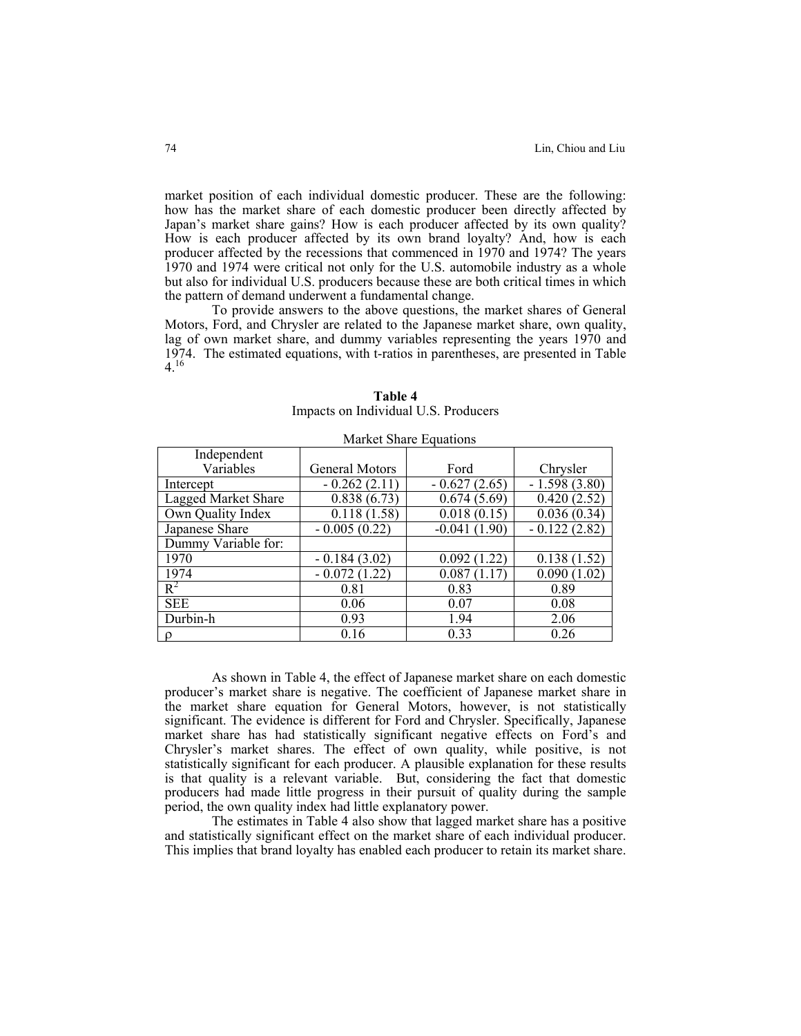market position of each individual domestic producer. These are the following: how has the market share of each domestic producer been directly affected by Japan's market share gains? How is each producer affected by its own quality? How is each producer affected by its own brand loyalty? And, how is each producer affected by the recessions that commenced in 1970 and 1974? The years 1970 and 1974 were critical not only for the U.S. automobile industry as a whole but also for individual U.S. producers because these are both critical times in which the pattern of demand underwent a fundamental change.

To provide answers to the above questions, the market shares of General Motors, Ford, and Chrysler are related to the Japanese market share, own quality, lag of own market share, and dummy variables representing the years 1970 and 1974. The estimated equations, with t-ratios in parentheses, are presented in Table 4.[16]

**Table 4**
Impacts on Individual U.S. Producers

Market Share Equations

| Independent Variables | General Motors | Ford | Chrysler |
|---|---|---|---|
| Intercept | - 0.262 (2.11) | - 0.627 (2.65) | - 1.598 (3.80) |
| Lagged Market Share | 0.838 (6.73) | 0.674 (5.69) | 0.420 (2.52) |
| Own Quality Index | 0.118 (1.58) | 0.018 (0.15) | 0.036 (0.34) |
| Japanese Share | - 0.005 (0.22) | -0.041 (1.90) | - 0.122 (2.82) |
| Dummy Variable for: | | | |
| 1970 | - 0.184 (3.02) | 0.092 (1.22) | 0.138 (1.52) |
| 1974 | - 0.072 (1.22) | 0.087 (1.17) | 0.090 (1.02) |
| $R^2$ | 0.81 | 0.83 | 0.89 |
| SEE | 0.06 | 0.07 | 0.08 |
| Durbin-h | 0.93 | 1.94 | 2.06 |
| $\rho$ | 0.16 | 0.33 | 0.26 |

As shown in Table 4, the effect of Japanese market share on each domestic producer's market share is negative. The coefficient of Japanese market share in the market share equation for General Motors, however, is not statistically significant. The evidence is different for Ford and Chrysler. Specifically, Japanese market share has had statistically significant negative effects on Ford's and Chrysler's market shares. The effect of own quality, while positive, is not statistically significant for each producer. A plausible explanation for these results is that quality is a relevant variable. But, considering the fact that domestic producers had made little progress in their pursuit of quality during the sample period, the own quality index had little explanatory power.

The estimates in Table 4 also show that lagged market share has a positive and statistically significant effect on the market share of each individual producer. This implies that brand loyalty has enabled each producer to retain its market share.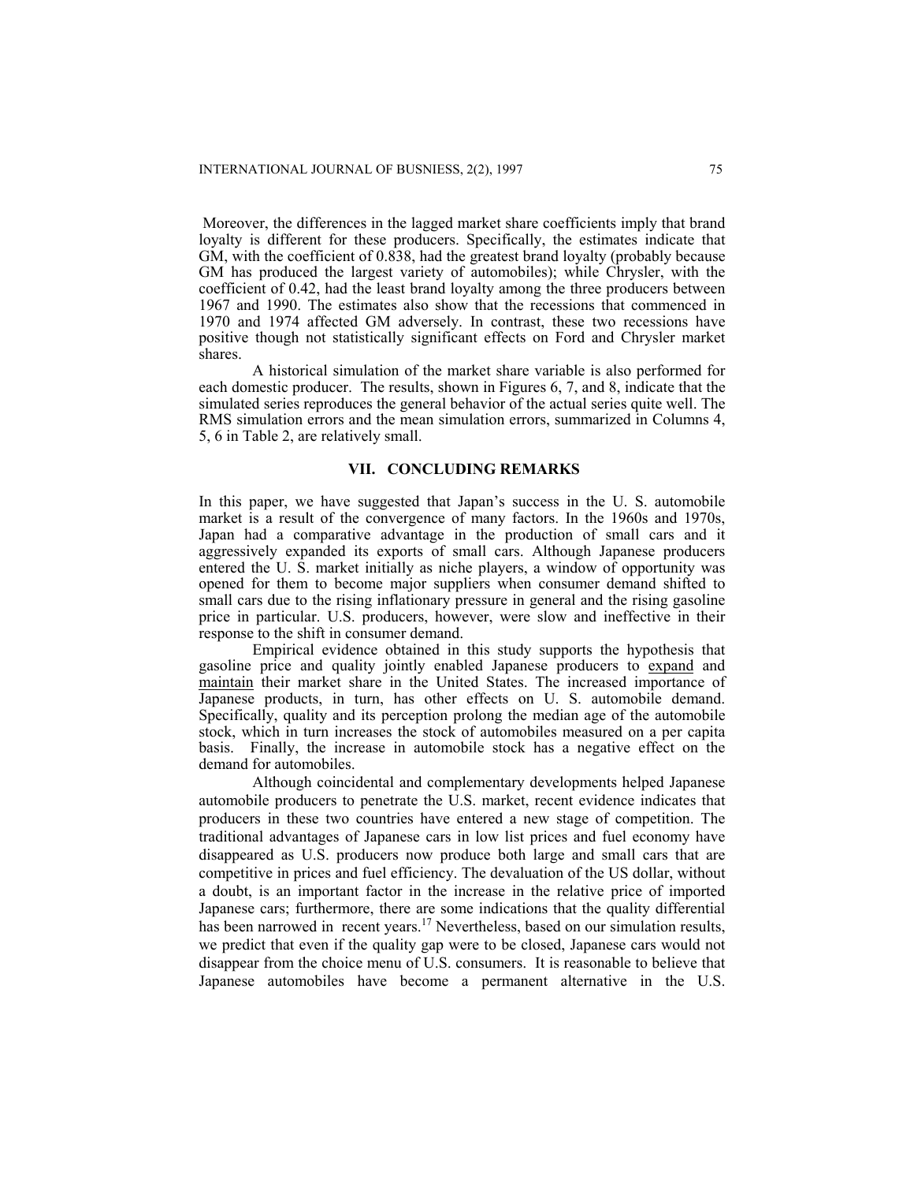Moreover, the differences in the lagged market share coefficients imply that brand loyalty is different for these producers. Specifically, the estimates indicate that GM, with the coefficient of 0.838, had the greatest brand loyalty (probably because GM has produced the largest variety of automobiles); while Chrysler, with the coefficient of 0.42, had the least brand loyalty among the three producers between 1967 and 1990. The estimates also show that the recessions that commenced in 1970 and 1974 affected GM adversely. In contrast, these two recessions have positive though not statistically significant effects on Ford and Chrysler market shares.

A historical simulation of the market share variable is also performed for each domestic producer. The results, shown in Figures 6, 7, and 8, indicate that the simulated series reproduces the general behavior of the actual series quite well. The RMS simulation errors and the mean simulation errors, summarized in Columns 4, 5, 6 in Table 2, are relatively small.

## VII. CONCLUDING REMARKS

In this paper, we have suggested that Japan's success in the U. S. automobile market is a result of the convergence of many factors. In the 1960s and 1970s, Japan had a comparative advantage in the production of small cars and it aggressively expanded its exports of small cars. Although Japanese producers entered the U. S. market initially as niche players, a window of opportunity was opened for them to become major suppliers when consumer demand shifted to small cars due to the rising inflationary pressure in general and the rising gasoline price in particular. U.S. producers, however, were slow and ineffective in their response to the shift in consumer demand.

Empirical evidence obtained in this study supports the hypothesis that gasoline price and quality jointly enabled Japanese producers to expand and maintain their market share in the United States. The increased importance of Japanese products, in turn, has other effects on U. S. automobile demand. Specifically, quality and its perception prolong the median age of the automobile stock, which in turn increases the stock of automobiles measured on a per capita basis. Finally, the increase in automobile stock has a negative effect on the demand for automobiles.

Although coincidental and complementary developments helped Japanese automobile producers to penetrate the U.S. market, recent evidence indicates that producers in these two countries have entered a new stage of competition. The traditional advantages of Japanese cars in low list prices and fuel economy have disappeared as U.S. producers now produce both large and small cars that are competitive in prices and fuel efficiency. The devaluation of the US dollar, without a doubt, is an important factor in the increase in the relative price of imported Japanese cars; furthermore, there are some indications that the quality differential has been narrowed in recent years.[17] Nevertheless, based on our simulation results, we predict that even if the quality gap were to be closed, Japanese cars would not disappear from the choice menu of U.S. consumers. It is reasonable to believe that Japanese automobiles have become a permanent alternative in the U.S.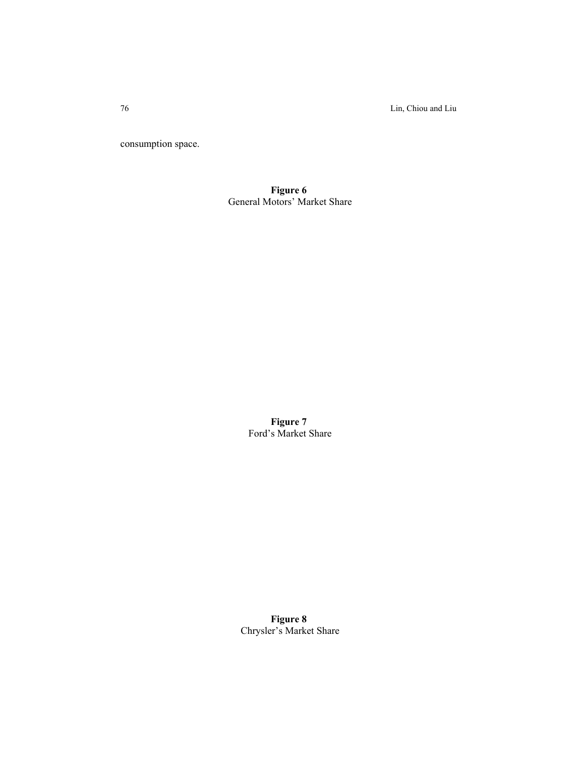consumption space.

**Figure 6**
General Motors' Market Share

**Figure 7**
Ford's Market Share

**Figure 8**
Chrysler's Market Share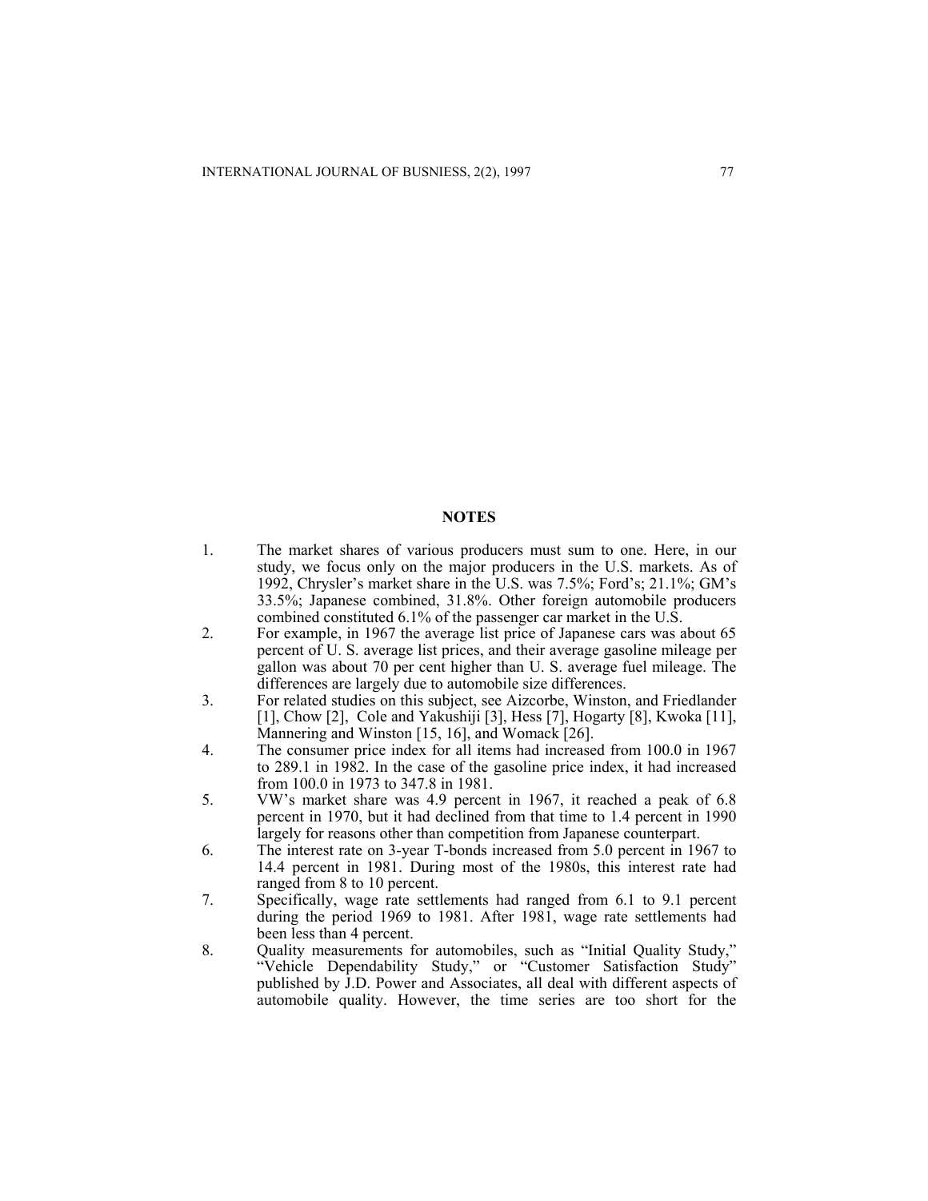## NOTES

1. The market shares of various producers must sum to one. Here, in our study, we focus only on the major producers in the U.S. markets. As of 1992, Chrysler's market share in the U.S. was 7.5%; Ford's; 21.1%; GM's 33.5%; Japanese combined, 31.8%. Other foreign automobile producers combined constituted 6.1% of the passenger car market in the U.S.
2. For example, in 1967 the average list price of Japanese cars was about 65 percent of U. S. average list prices, and their average gasoline mileage per gallon was about 70 per cent higher than U. S. average fuel mileage. The differences are largely due to automobile size differences.
3. For related studies on this subject, see Aizcorbe, Winston, and Friedlander [1], Chow [2], Cole and Yakushiji [3], Hess [7], Hogarty [8], Kwoka [11], Mannering and Winston [15, 16], and Womack [26].
4. The consumer price index for all items had increased from 100.0 in 1967 to 289.1 in 1982. In the case of the gasoline price index, it had increased from 100.0 in 1973 to 347.8 in 1981.
5. VW's market share was 4.9 percent in 1967, it reached a peak of 6.8 percent in 1970, but it had declined from that time to 1.4 percent in 1990 largely for reasons other than competition from Japanese counterpart.
6. The interest rate on 3-year T-bonds increased from 5.0 percent in 1967 to 14.4 percent in 1981. During most of the 1980s, this interest rate had ranged from 8 to 10 percent.
7. Specifically, wage rate settlements had ranged from 6.1 to 9.1 percent during the period 1969 to 1981. After 1981, wage rate settlements had been less than 4 percent.
8. Quality measurements for automobiles, such as "Initial Quality Study," "Vehicle Dependability Study," or "Customer Satisfaction Study" published by J.D. Power and Associates, all deal with different aspects of automobile quality. However, the time series are too short for the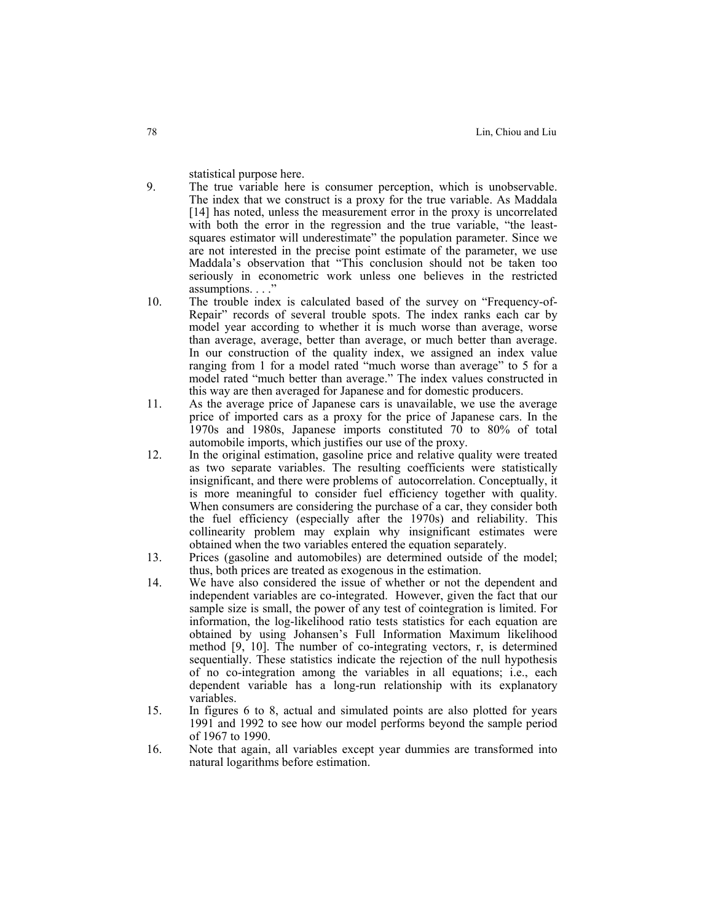statistical purpose here.

9. The true variable here is consumer perception, which is unobservable. The index that we construct is a proxy for the true variable. As Maddala [14] has noted, unless the measurement error in the proxy is uncorrelated with both the error in the regression and the true variable, "the least-squares estimator will underestimate" the population parameter. Since we are not interested in the precise point estimate of the parameter, we use Maddala's observation that "This conclusion should not be taken too seriously in econometric work unless one believes in the restricted assumptions. . . ."
10. The trouble index is calculated based of the survey on "Frequency-of-Repair" records of several trouble spots. The index ranks each car by model year according to whether it is much worse than average, worse than average, average, better than average, or much better than average. In our construction of the quality index, we assigned an index value ranging from 1 for a model rated "much worse than average" to 5 for a model rated "much better than average." The index values constructed in this way are then averaged for Japanese and for domestic producers.
11. As the average price of Japanese cars is unavailable, we use the average price of imported cars as a proxy for the price of Japanese cars. In the 1970s and 1980s, Japanese imports constituted 70 to 80% of total automobile imports, which justifies our use of the proxy.
12. In the original estimation, gasoline price and relative quality were treated as two separate variables. The resulting coefficients were statistically insignificant, and there were problems of autocorrelation. Conceptually, it is more meaningful to consider fuel efficiency together with quality. When consumers are considering the purchase of a car, they consider both the fuel efficiency (especially after the 1970s) and reliability. This collinearity problem may explain why insignificant estimates were obtained when the two variables entered the equation separately.
13. Prices (gasoline and automobiles) are determined outside of the model; thus, both prices are treated as exogenous in the estimation.
14. We have also considered the issue of whether or not the dependent and independent variables are co-integrated. However, given the fact that our sample size is small, the power of any test of cointegration is limited. For information, the log-likelihood ratio tests statistics for each equation are obtained by using Johansen's Full Information Maximum likelihood method [9, 10]. The number of co-integrating vectors, r, is determined sequentially. These statistics indicate the rejection of the null hypothesis of no co-integration among the variables in all equations; i.e., each dependent variable has a long-run relationship with its explanatory variables.
15. In figures 6 to 8, actual and simulated points are also plotted for years 1991 and 1992 to see how our model performs beyond the sample period of 1967 to 1990.
16. Note that again, all variables except year dummies are transformed into natural logarithms before estimation.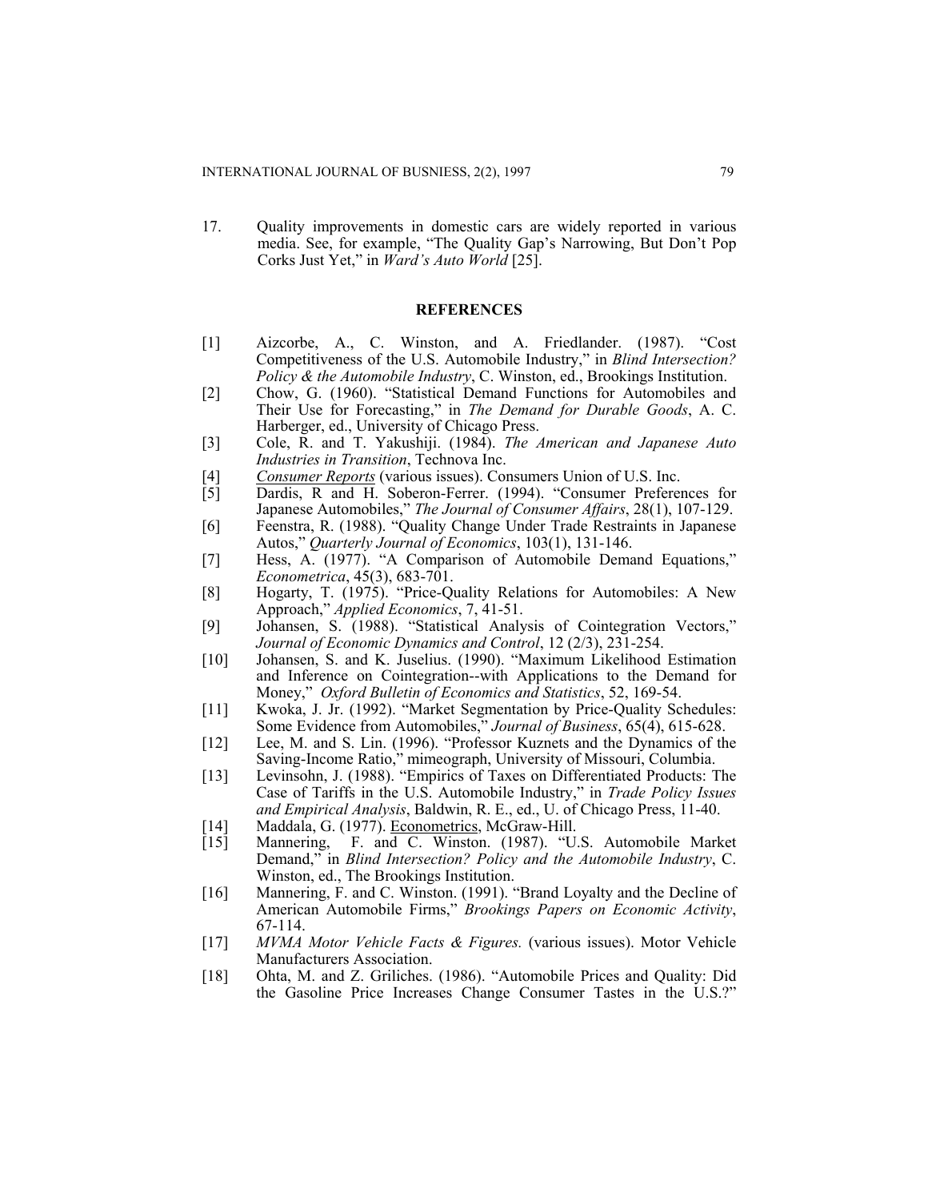17. Quality improvements in domestic cars are widely reported in various media. See, for example, "The Quality Gap's Narrowing, But Don't Pop Corks Just Yet," in *Ward's Auto World* [25].

## REFERENCES

[1] Aizcorbe, A., C. Winston, and A. Friedlander. (1987). "Cost Competitiveness of the U.S. Automobile Industry," in *Blind Intersection? Policy & the Automobile Industry*, C. Winston, ed., Brookings Institution.

[2] Chow, G. (1960). "Statistical Demand Functions for Automobiles and Their Use for Forecasting," in *The Demand for Durable Goods*, A. C. Harberger, ed., University of Chicago Press.

[3] Cole, R. and T. Yakushiji. (1984). *The American and Japanese Auto Industries in Transition*, Technova Inc.

[4] Consumer Reports (various issues). Consumers Union of U.S. Inc.

[5] Dardis, R and H. Soberon-Ferrer. (1994). "Consumer Preferences for Japanese Automobiles," *The Journal of Consumer Affairs*, 28(1), 107-129.

[6] Feenstra, R. (1988). "Quality Change Under Trade Restraints in Japanese Autos," *Quarterly Journal of Economics*, 103(1), 131-146.

[7] Hess, A. (1977). "A Comparison of Automobile Demand Equations," *Econometrica*, 45(3), 683-701.

[8] Hogarty, T. (1975). "Price-Quality Relations for Automobiles: A New Approach," *Applied Economics*, 7, 41-51.

[9] Johansen, S. (1988). "Statistical Analysis of Cointegration Vectors," *Journal of Economic Dynamics and Control*, 12 (2/3), 231-254.

[10] Johansen, S. and K. Juselius. (1990). "Maximum Likelihood Estimation and Inference on Cointegration--with Applications to the Demand for Money," *Oxford Bulletin of Economics and Statistics*, 52, 169-54.

[11] Kwoka, J. Jr. (1992). "Market Segmentation by Price-Quality Schedules: Some Evidence from Automobiles," *Journal of Business*, 65(4), 615-628.

[12] Lee, M. and S. Lin. (1996). "Professor Kuznets and the Dynamics of the Saving-Income Ratio," mimeograph, University of Missouri, Columbia.

[13] Levinsohn, J. (1988). "Empirics of Taxes on Differentiated Products: The Case of Tariffs in the U.S. Automobile Industry," in *Trade Policy Issues and Empirical Analysis*, Baldwin, R. E., ed., U. of Chicago Press, 11-40.

[14] Maddala, G. (1977). Econometrics, McGraw-Hill.

[15] Mannering, F. and C. Winston. (1987). "U.S. Automobile Market Demand," in *Blind Intersection? Policy and the Automobile Industry*, C. Winston, ed., The Brookings Institution.

[16] Mannering, F. and C. Winston. (1991). "Brand Loyalty and the Decline of American Automobile Firms," *Brookings Papers on Economic Activity*, 67-114.

[17] *MVMA Motor Vehicle Facts & Figures.* (various issues). Motor Vehicle Manufacturers Association.

[18] Ohta, M. and Z. Griliches. (1986). "Automobile Prices and Quality: Did the Gasoline Price Increases Change Consumer Tastes in the U.S.?"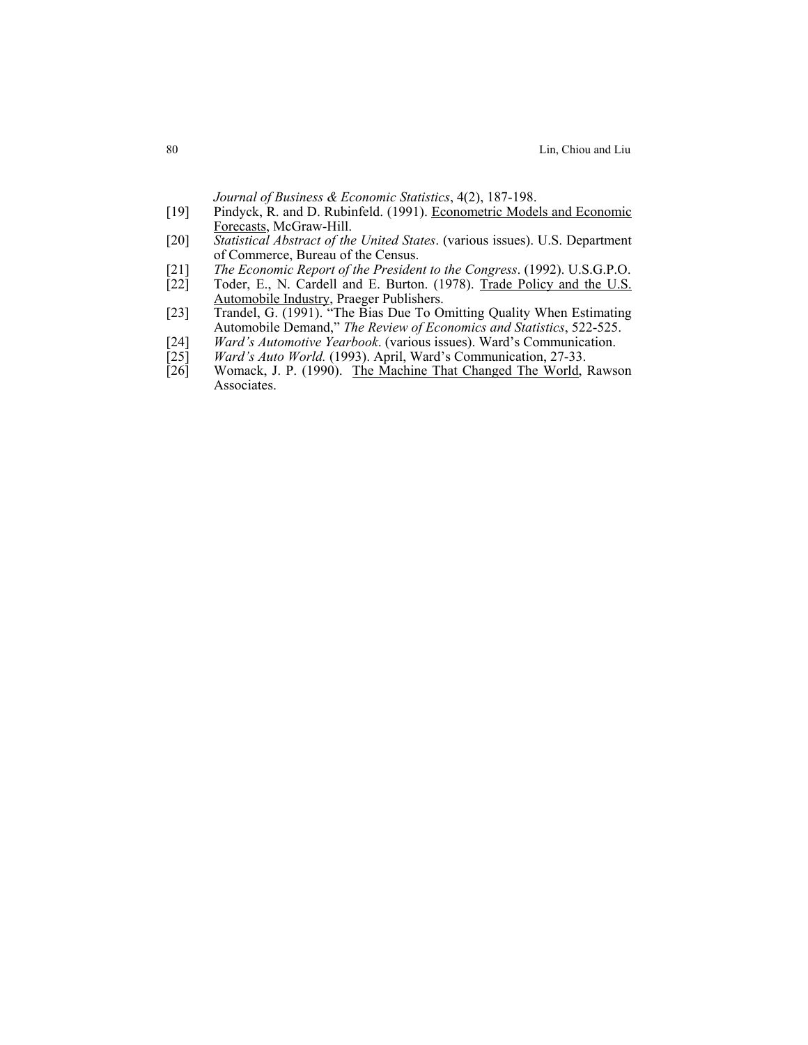*Journal of Business & Economic Statistics*, 4(2), 187-198.

[19] Pindyck, R. and D. Rubinfeld. (1991). Econometric Models and Economic Forecasts, McGraw-Hill.

[20] *Statistical Abstract of the United States*. (various issues). U.S. Department of Commerce, Bureau of the Census.

[21] *The Economic Report of the President to the Congress*. (1992). U.S.G.P.O.

[22] Toder, E., N. Cardell and E. Burton. (1978). Trade Policy and the U.S. Automobile Industry, Praeger Publishers.

[23] Trandel, G. (1991). "The Bias Due To Omitting Quality When Estimating Automobile Demand," *The Review of Economics and Statistics*, 522-525.

[24] *Ward's Automotive Yearbook*. (various issues). Ward's Communication.

[25] *Ward's Auto World.* (1993). April, Ward's Communication, 27-33.

[26] Womack, J. P. (1990). The Machine That Changed The World, Rawson Associates.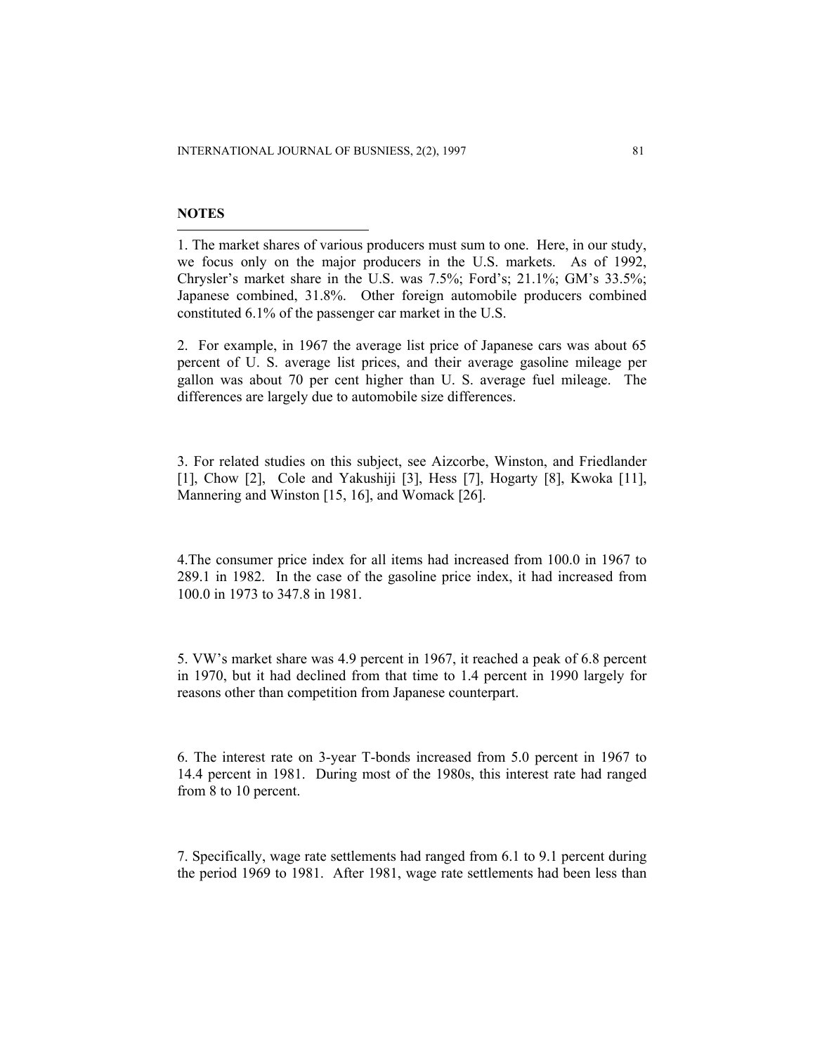**NOTES**

1. The market shares of various producers must sum to one. Here, in our study, we focus only on the major producers in the U.S. markets. As of 1992, Chrysler's market share in the U.S. was 7.5%; Ford's; 21.1%; GM's 33.5%; Japanese combined, 31.8%. Other foreign automobile producers combined constituted 6.1% of the passenger car market in the U.S.

2. For example, in 1967 the average list price of Japanese cars was about 65 percent of U. S. average list prices, and their average gasoline mileage per gallon was about 70 per cent higher than U. S. average fuel mileage. The differences are largely due to automobile size differences.

3. For related studies on this subject, see Aizcorbe, Winston, and Friedlander [1], Chow [2], Cole and Yakushiji [3], Hess [7], Hogarty [8], Kwoka [11], Mannering and Winston [15, 16], and Womack [26].

4.The consumer price index for all items had increased from 100.0 in 1967 to 289.1 in 1982. In the case of the gasoline price index, it had increased from 100.0 in 1973 to 347.8 in 1981.

5. VW's market share was 4.9 percent in 1967, it reached a peak of 6.8 percent in 1970, but it had declined from that time to 1.4 percent in 1990 largely for reasons other than competition from Japanese counterpart.

6. The interest rate on 3-year T-bonds increased from 5.0 percent in 1967 to 14.4 percent in 1981. During most of the 1980s, this interest rate had ranged from 8 to 10 percent.

7. Specifically, wage rate settlements had ranged from 6.1 to 9.1 percent during the period 1969 to 1981. After 1981, wage rate settlements had been less than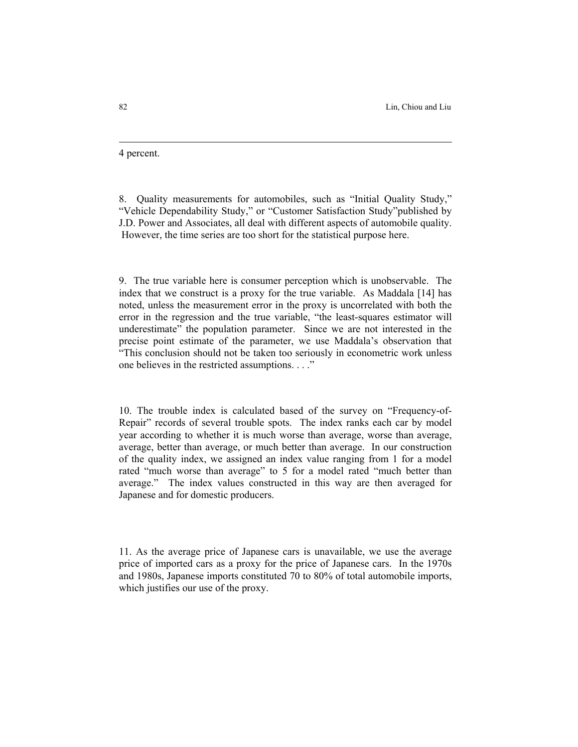4 percent.

8. Quality measurements for automobiles, such as "Initial Quality Study," "Vehicle Dependability Study," or "Customer Satisfaction Study"published by J.D. Power and Associates, all deal with different aspects of automobile quality. However, the time series are too short for the statistical purpose here.

9. The true variable here is consumer perception which is unobservable. The index that we construct is a proxy for the true variable. As Maddala [14] has noted, unless the measurement error in the proxy is uncorrelated with both the error in the regression and the true variable, "the least-squares estimator will underestimate" the population parameter. Since we are not interested in the precise point estimate of the parameter, we use Maddala's observation that "This conclusion should not be taken too seriously in econometric work unless one believes in the restricted assumptions. . . ."

10. The trouble index is calculated based of the survey on "Frequency-of-Repair" records of several trouble spots. The index ranks each car by model year according to whether it is much worse than average, worse than average, average, better than average, or much better than average. In our construction of the quality index, we assigned an index value ranging from 1 for a model rated "much worse than average" to 5 for a model rated "much better than average." The index values constructed in this way are then averaged for Japanese and for domestic producers.

11. As the average price of Japanese cars is unavailable, we use the average price of imported cars as a proxy for the price of Japanese cars. In the 1970s and 1980s, Japanese imports constituted 70 to 80% of total automobile imports, which justifies our use of the proxy.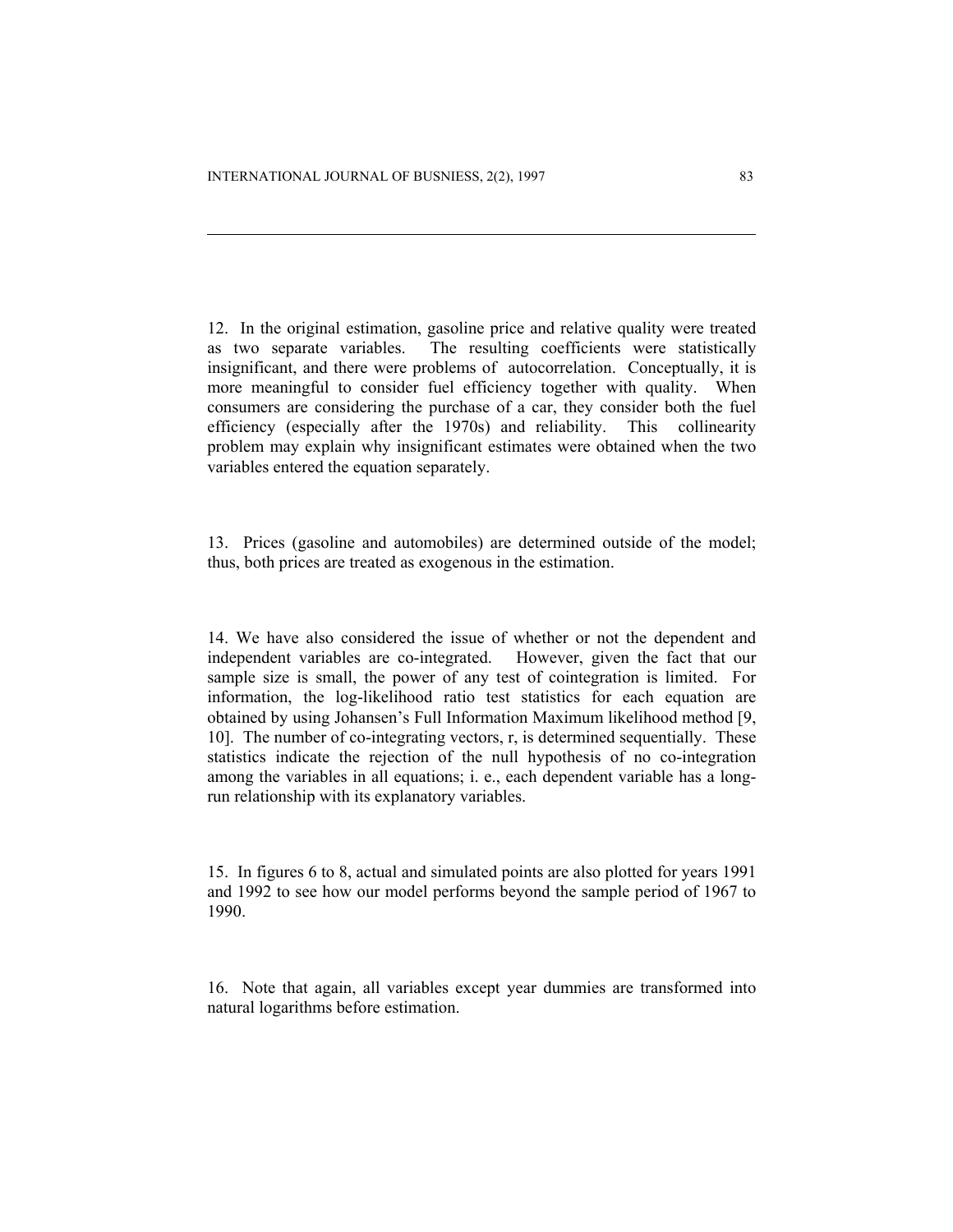12. In the original estimation, gasoline price and relative quality were treated as two separate variables. The resulting coefficients were statistically insignificant, and there were problems of autocorrelation. Conceptually, it is more meaningful to consider fuel efficiency together with quality. When consumers are considering the purchase of a car, they consider both the fuel efficiency (especially after the 1970s) and reliability. This collinearity problem may explain why insignificant estimates were obtained when the two variables entered the equation separately.

13. Prices (gasoline and automobiles) are determined outside of the model; thus, both prices are treated as exogenous in the estimation.

14. We have also considered the issue of whether or not the dependent and independent variables are co-integrated. However, given the fact that our sample size is small, the power of any test of cointegration is limited. For information, the log-likelihood ratio test statistics for each equation are obtained by using Johansen's Full Information Maximum likelihood method [9, 10]. The number of co-integrating vectors, r, is determined sequentially. These statistics indicate the rejection of the null hypothesis of no co-integration among the variables in all equations; i. e., each dependent variable has a long-run relationship with its explanatory variables.

15. In figures 6 to 8, actual and simulated points are also plotted for years 1991 and 1992 to see how our model performs beyond the sample period of 1967 to 1990.

16. Note that again, all variables except year dummies are transformed into natural logarithms before estimation.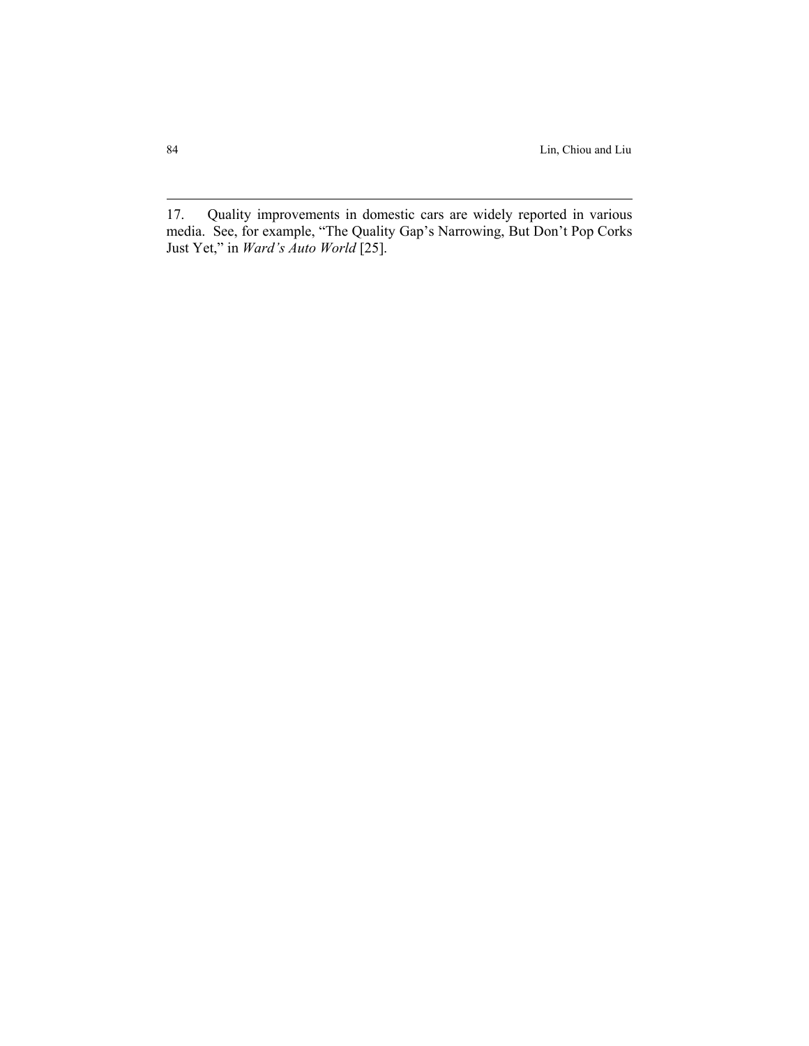17. Quality improvements in domestic cars are widely reported in various media. See, for example, "The Quality Gap's Narrowing, But Don't Pop Corks Just Yet," in *Ward's Auto World* [25].